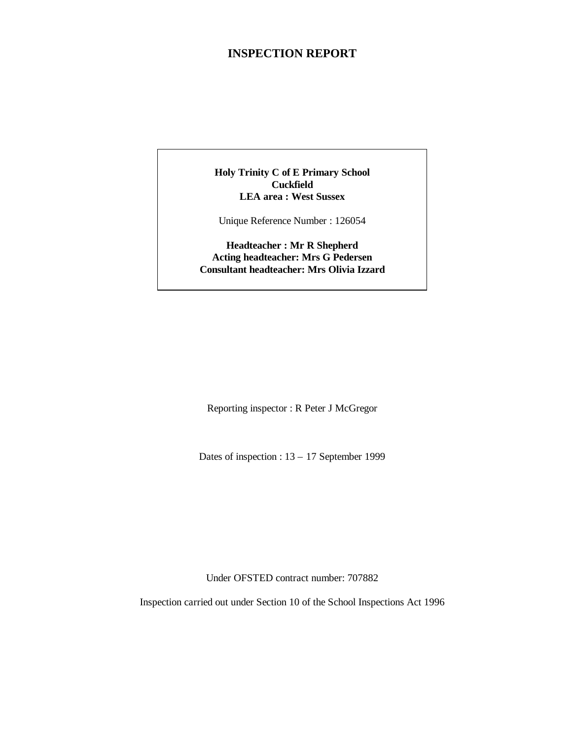# INSPECTION REPORT

**Holy Trinity C of E Primary School**
**Cuckfield**
**LEA area : West Sussex**

Unique Reference Number : 126054

**Headteacher : Mr R Shepherd**
**Acting headteacher: Mrs G Pedersen**
**Consultant headteacher: Mrs Olivia Izzard**

Reporting inspector : R Peter J McGregor

Dates of inspection : 13 – 17 September 1999

Under OFSTED contract number: 707882

Inspection carried out under Section 10 of the School Inspections Act 1996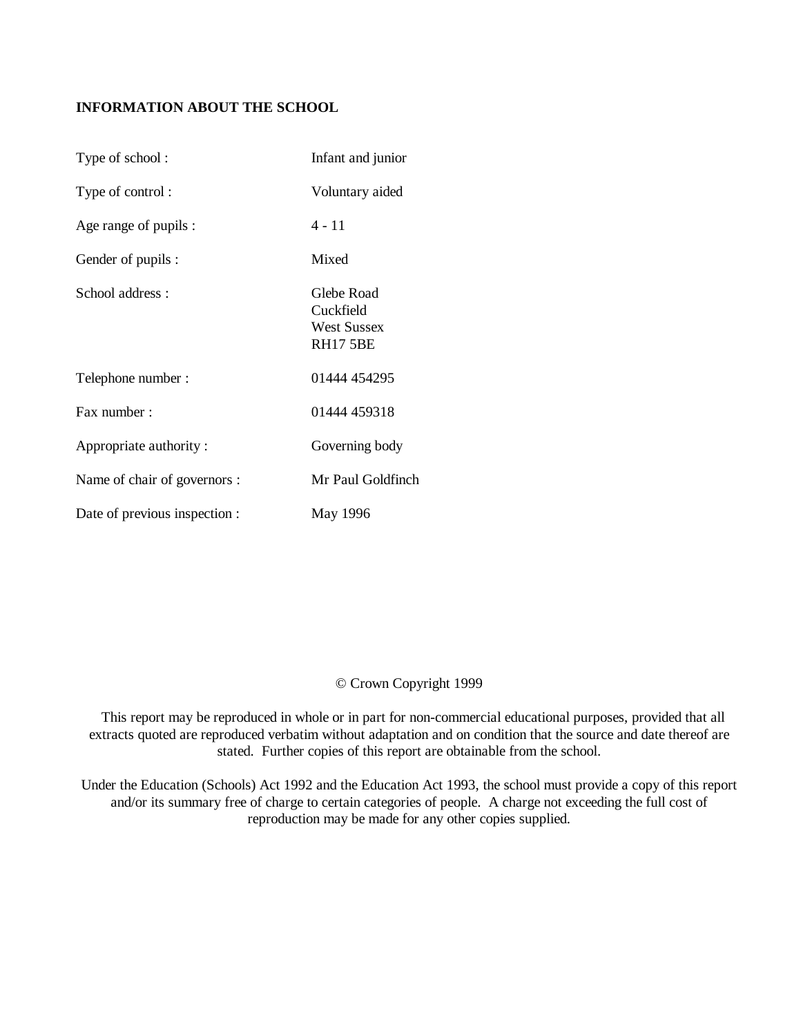**INFORMATION ABOUT THE SCHOOL**

| | |
|---|---|
| Type of school : | Infant and junior |
| Type of control : | Voluntary aided |
| Age range of pupils : | 4 - 11 |
| Gender of pupils : | Mixed |
| School address : | Glebe Road<br>Cuckfield<br>West Sussex<br>RH17 5BE |
| Telephone number : | 01444 454295 |
| Fax number : | 01444 459318 |
| Appropriate authority : | Governing body |
| Name of chair of governors : | Mr Paul Goldfinch |
| Date of previous inspection : | May 1996 |

© Crown Copyright 1999

This report may be reproduced in whole or in part for non-commercial educational purposes, provided that all extracts quoted are reproduced verbatim without adaptation and on condition that the source and date thereof are stated. Further copies of this report are obtainable from the school.

Under the Education (Schools) Act 1992 and the Education Act 1993, the school must provide a copy of this report and/or its summary free of charge to certain categories of people. A charge not exceeding the full cost of reproduction may be made for any other copies supplied.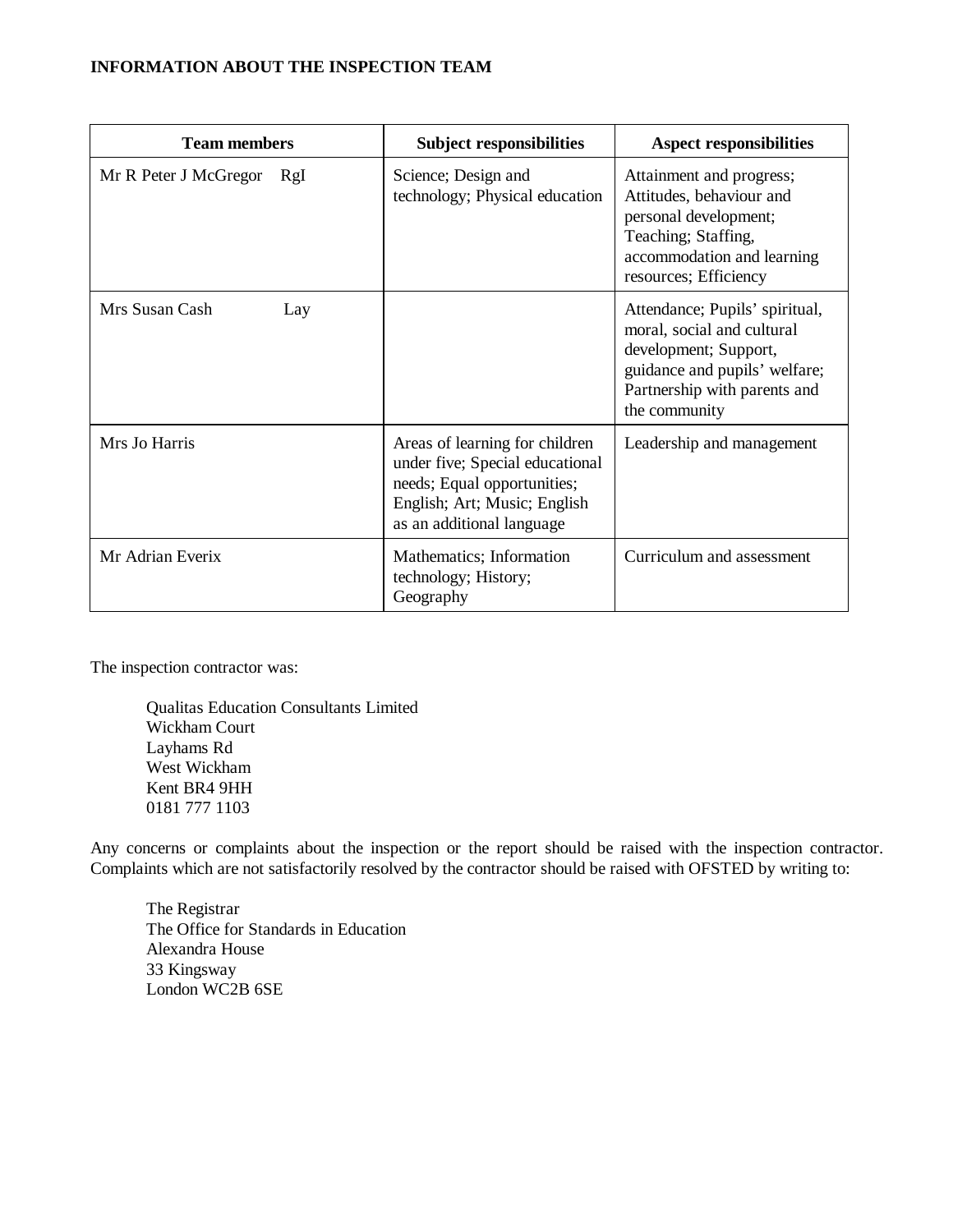**INFORMATION ABOUT THE INSPECTION TEAM**

| Team members | Subject responsibilities | Aspect responsibilities |
|---|---|---|
| Mr R Peter J McGregor RgI | Science; Design and technology; Physical education | Attainment and progress; Attitudes, behaviour and personal development; Teaching; Staffing, accommodation and learning resources; Efficiency |
| Mrs Susan Cash Lay | | Attendance; Pupils' spiritual, moral, social and cultural development; Support, guidance and pupils' welfare; Partnership with parents and the community |
| Mrs Jo Harris | Areas of learning for children under five; Special educational needs; Equal opportunities; English; Art; Music; English as an additional language | Leadership and management |
| Mr Adrian Everix | Mathematics; Information technology; History; Geography | Curriculum and assessment |

The inspection contractor was:

Qualitas Education Consultants Limited
Wickham Court
Layhams Rd
West Wickham
Kent BR4 9HH
0181 777 1103

Any concerns or complaints about the inspection or the report should be raised with the inspection contractor. Complaints which are not satisfactorily resolved by the contractor should be raised with OFSTED by writing to:

The Registrar
The Office for Standards in Education
Alexandra House
33 Kingsway
London WC2B 6SE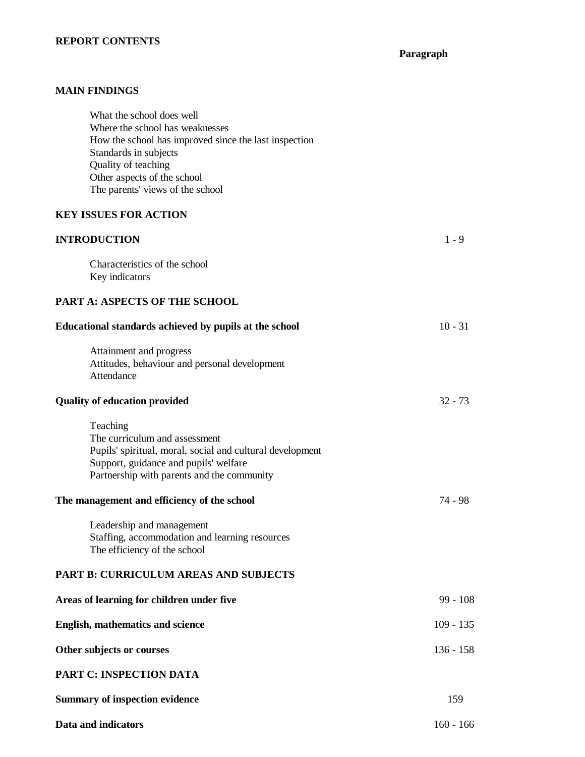## REPORT CONTENTS

| | Paragraph |
|---|---|
| **MAIN FINDINGS** | |
| What the school does well | |
| Where the school has weaknesses | |
| How the school has improved since the last inspection | |
| Standards in subjects | |
| Quality of teaching | |
| Other aspects of the school | |
| The parents' views of the school | |
| **KEY ISSUES FOR ACTION** | |
| **INTRODUCTION** | 1 - 9 |
| Characteristics of the school | |
| Key indicators | |
| **PART A: ASPECTS OF THE SCHOOL** | |
| **Educational standards achieved by pupils at the school** | 10 - 31 |
| Attainment and progress | |
| Attitudes, behaviour and personal development | |
| Attendance | |
| **Quality of education provided** | 32 - 73 |
| Teaching | |
| The curriculum and assessment | |
| Pupils' spiritual, moral, social and cultural development | |
| Support, guidance and pupils' welfare | |
| Partnership with parents and the community | |
| **The management and efficiency of the school** | 74 - 98 |
| Leadership and management | |
| Staffing, accommodation and learning resources | |
| The efficiency of the school | |
| **PART B: CURRICULUM AREAS AND SUBJECTS** | |
| **Areas of learning for children under five** | 99 - 108 |
| **English, mathematics and science** | 109 - 135 |
| **Other subjects or courses** | 136 - 158 |
| **PART C: INSPECTION DATA** | |
| **Summary of inspection evidence** | 159 |
| **Data and indicators** | 160 - 166 |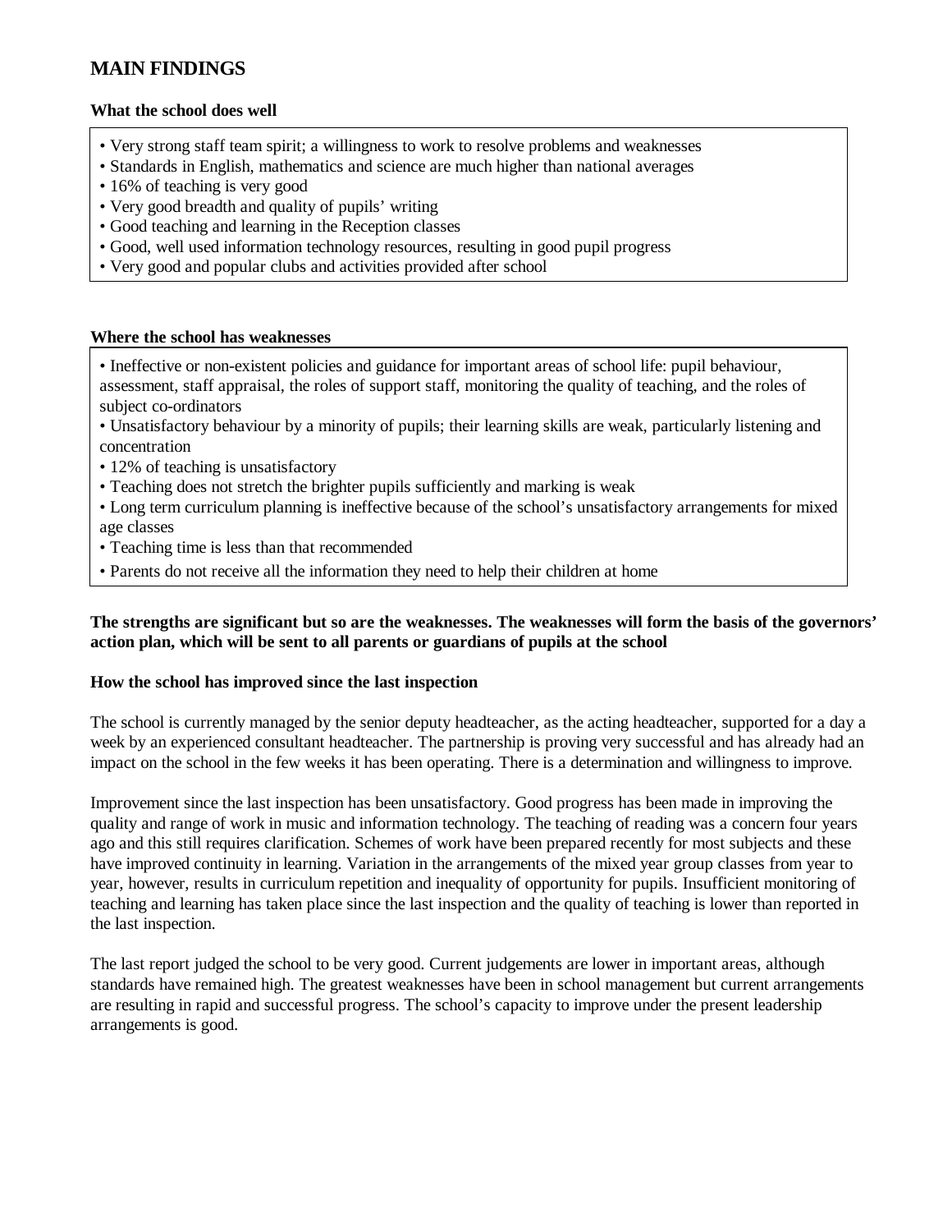## MAIN FINDINGS

### What the school does well

- Very strong staff team spirit; a willingness to work to resolve problems and weaknesses
- Standards in English, mathematics and science are much higher than national averages
- 16% of teaching is very good
- Very good breadth and quality of pupils' writing
- Good teaching and learning in the Reception classes
- Good, well used information technology resources, resulting in good pupil progress
- Very good and popular clubs and activities provided after school

### Where the school has weaknesses

- Ineffective or non-existent policies and guidance for important areas of school life: pupil behaviour, assessment, staff appraisal, the roles of support staff, monitoring the quality of teaching, and the roles of subject co-ordinators
- Unsatisfactory behaviour by a minority of pupils; their learning skills are weak, particularly listening and concentration
- 12% of teaching is unsatisfactory
- Teaching does not stretch the brighter pupils sufficiently and marking is weak
- Long term curriculum planning is ineffective because of the school's unsatisfactory arrangements for mixed age classes
- Teaching time is less than that recommended
- Parents do not receive all the information they need to help their children at home

**The strengths are significant but so are the weaknesses. The weaknesses will form the basis of the governors' action plan, which will be sent to all parents or guardians of pupils at the school**

### How the school has improved since the last inspection

The school is currently managed by the senior deputy headteacher, as the acting headteacher, supported for a day a week by an experienced consultant headteacher. The partnership is proving very successful and has already had an impact on the school in the few weeks it has been operating. There is a determination and willingness to improve.

Improvement since the last inspection has been unsatisfactory. Good progress has been made in improving the quality and range of work in music and information technology. The teaching of reading was a concern four years ago and this still requires clarification. Schemes of work have been prepared recently for most subjects and these have improved continuity in learning. Variation in the arrangements of the mixed year group classes from year to year, however, results in curriculum repetition and inequality of opportunity for pupils. Insufficient monitoring of teaching and learning has taken place since the last inspection and the quality of teaching is lower than reported in the last inspection.

The last report judged the school to be very good. Current judgements are lower in important areas, although standards have remained high. The greatest weaknesses have been in school management but current arrangements are resulting in rapid and successful progress. The school's capacity to improve under the present leadership arrangements is good.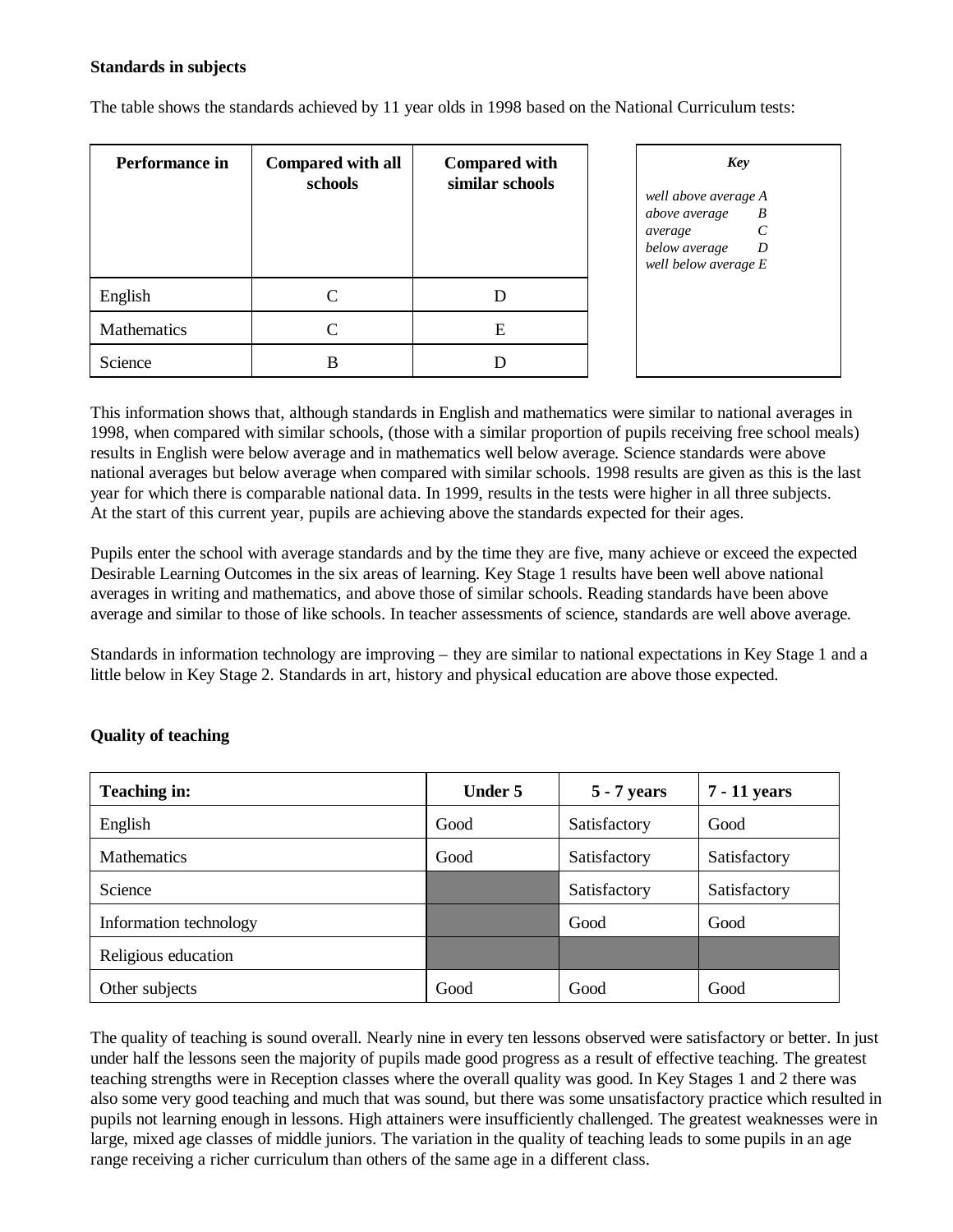**Standards in subjects**

The table shows the standards achieved by 11 year olds in 1998 based on the National Curriculum tests:

| Performance in | Compared with all schools | Compared with similar schools |
|---|---|---|
| English | C | D |
| Mathematics | C | E |
| Science | B | D |

| *Key* | |
|---|---|
| *well above average* | *A* |
| *above average* | *B* |
| *average* | *C* |
| *below average* | *D* |
| *well below average* | *E* |

This information shows that, although standards in English and mathematics were similar to national averages in 1998, when compared with similar schools, (those with a similar proportion of pupils receiving free school meals) results in English were below average and in mathematics well below average. Science standards were above national averages but below average when compared with similar schools. 1998 results are given as this is the last year for which there is comparable national data. In 1999, results in the tests were higher in all three subjects. At the start of this current year, pupils are achieving above the standards expected for their ages.

Pupils enter the school with average standards and by the time they are five, many achieve or exceed the expected Desirable Learning Outcomes in the six areas of learning. Key Stage 1 results have been well above national averages in writing and mathematics, and above those of similar schools. Reading standards have been above average and similar to those of like schools. In teacher assessments of science, standards are well above average.

Standards in information technology are improving – they are similar to national expectations in Key Stage 1 and a little below in Key Stage 2. Standards in art, history and physical education are above those expected.

**Quality of teaching**

| Teaching in: | Under 5 | 5 - 7 years | 7 - 11 years |
|---|---|---|---|
| English | Good | Satisfactory | Good |
| Mathematics | Good | Satisfactory | Satisfactory |
| Science | | Satisfactory | Satisfactory |
| Information technology | | Good | Good |
| Religious education | | | |
| Other subjects | Good | Good | Good |

The quality of teaching is sound overall. Nearly nine in every ten lessons observed were satisfactory or better. In just under half the lessons seen the majority of pupils made good progress as a result of effective teaching. The greatest teaching strengths were in Reception classes where the overall quality was good. In Key Stages 1 and 2 there was also some very good teaching and much that was sound, but there was some unsatisfactory practice which resulted in pupils not learning enough in lessons. High attainers were insufficiently challenged. The greatest weaknesses were in large, mixed age classes of middle juniors. The variation in the quality of teaching leads to some pupils in an age range receiving a richer curriculum than others of the same age in a different class.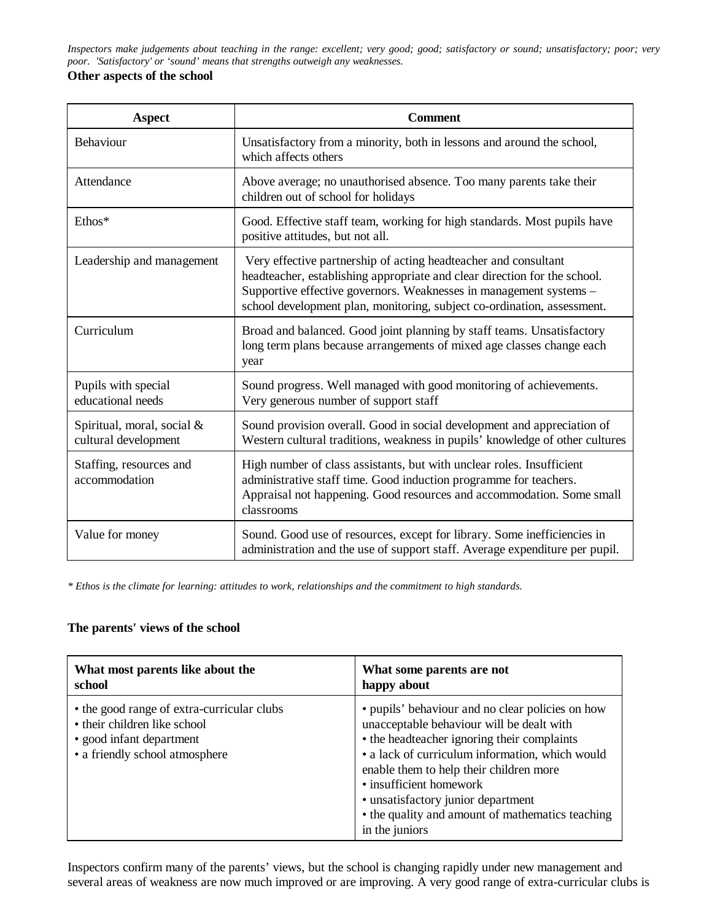*Inspectors make judgements about teaching in the range: excellent; very good; good; satisfactory or sound; unsatisfactory; poor; very poor. 'Satisfactory' or 'sound' means that strengths outweigh any weaknesses.*

**Other aspects of the school**

| Aspect | Comment |
|---|---|
| Behaviour | Unsatisfactory from a minority, both in lessons and around the school, which affects others |
| Attendance | Above average; no unauthorised absence. Too many parents take their children out of school for holidays |
| Ethos* | Good. Effective staff team, working for high standards. Most pupils have positive attitudes, but not all. |
| Leadership and management | Very effective partnership of acting headteacher and consultant headteacher, establishing appropriate and clear direction for the school. Supportive effective governors. Weaknesses in management systems – school development plan, monitoring, subject co-ordination, assessment. |
| Curriculum | Broad and balanced. Good joint planning by staff teams. Unsatisfactory long term plans because arrangements of mixed age classes change each year |
| Pupils with special educational needs | Sound progress. Well managed with good monitoring of achievements. Very generous number of support staff |
| Spiritual, moral, social & cultural development | Sound provision overall. Good in social development and appreciation of Western cultural traditions, weakness in pupils' knowledge of other cultures |
| Staffing, resources and accommodation | High number of class assistants, but with unclear roles. Insufficient administrative staff time. Good induction programme for teachers. Appraisal not happening. Good resources and accommodation. Some small classrooms |
| Value for money | Sound. Good use of resources, except for library. Some inefficiencies in administration and the use of support staff. Average expenditure per pupil. |

*\* Ethos is the climate for learning: attitudes to work, relationships and the commitment to high standards.*

**The parents' views of the school**

| What most parents like about the school | What some parents are not happy about |
|---|---|
| • the good range of extra-curricular clubs<br>• their children like school<br>• good infant department<br>• a friendly school atmosphere | • pupils' behaviour and no clear policies on how unacceptable behaviour will be dealt with<br>• the headteacher ignoring their complaints<br>• a lack of curriculum information, which would enable them to help their children more<br>• insufficient homework<br>• unsatisfactory junior department<br>• the quality and amount of mathematics teaching in the juniors |

Inspectors confirm many of the parents' views, but the school is changing rapidly under new management and several areas of weakness are now much improved or are improving. A very good range of extra-curricular clubs is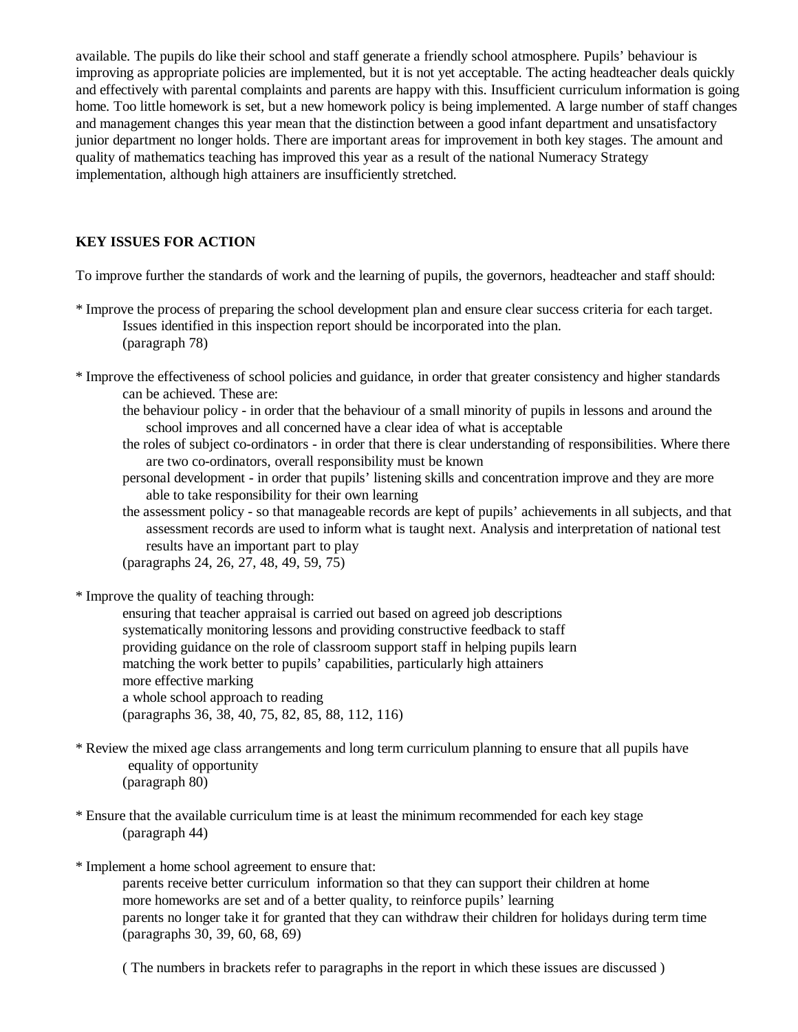available. The pupils do like their school and staff generate a friendly school atmosphere. Pupils' behaviour is improving as appropriate policies are implemented, but it is not yet acceptable. The acting headteacher deals quickly and effectively with parental complaints and parents are happy with this. Insufficient curriculum information is going home. Too little homework is set, but a new homework policy is being implemented. A large number of staff changes and management changes this year mean that the distinction between a good infant department and unsatisfactory junior department no longer holds. There are important areas for improvement in both key stages. The amount and quality of mathematics teaching has improved this year as a result of the national Numeracy Strategy implementation, although high attainers are insufficiently stretched.

## KEY ISSUES FOR ACTION

To improve further the standards of work and the learning of pupils, the governors, headteacher and staff should:

* Improve the process of preparing the school development plan and ensure clear success criteria for each target. Issues identified in this inspection report should be incorporated into the plan.
  (paragraph 78)

* Improve the effectiveness of school policies and guidance, in order that greater consistency and higher standards can be achieved. These are:
  - the behaviour policy - in order that the behaviour of a small minority of pupils in lessons and around the school improves and all concerned have a clear idea of what is acceptable
  - the roles of subject co-ordinators - in order that there is clear understanding of responsibilities. Where there are two co-ordinators, overall responsibility must be known
  - personal development - in order that pupils' listening skills and concentration improve and they are more able to take responsibility for their own learning
  - the assessment policy - so that manageable records are kept of pupils' achievements in all subjects, and that assessment records are used to inform what is taught next. Analysis and interpretation of national test results have an important part to play

  (paragraphs 24, 26, 27, 48, 49, 59, 75)

* Improve the quality of teaching through:
  - ensuring that teacher appraisal is carried out based on agreed job descriptions
  - systematically monitoring lessons and providing constructive feedback to staff
  - providing guidance on the role of classroom support staff in helping pupils learn
  - matching the work better to pupils' capabilities, particularly high attainers
  - more effective marking
  - a whole school approach to reading

  (paragraphs 36, 38, 40, 75, 82, 85, 88, 112, 116)

* Review the mixed age class arrangements and long term curriculum planning to ensure that all pupils have equality of opportunity
  (paragraph 80)

* Ensure that the available curriculum time is at least the minimum recommended for each key stage
  (paragraph 44)

* Implement a home school agreement to ensure that:
  - parents receive better curriculum information so that they can support their children at home
  - more homeworks are set and of a better quality, to reinforce pupils' learning
  - parents no longer take it for granted that they can withdraw their children for holidays during term time

  (paragraphs 30, 39, 60, 68, 69)

( The numbers in brackets refer to paragraphs in the report in which these issues are discussed )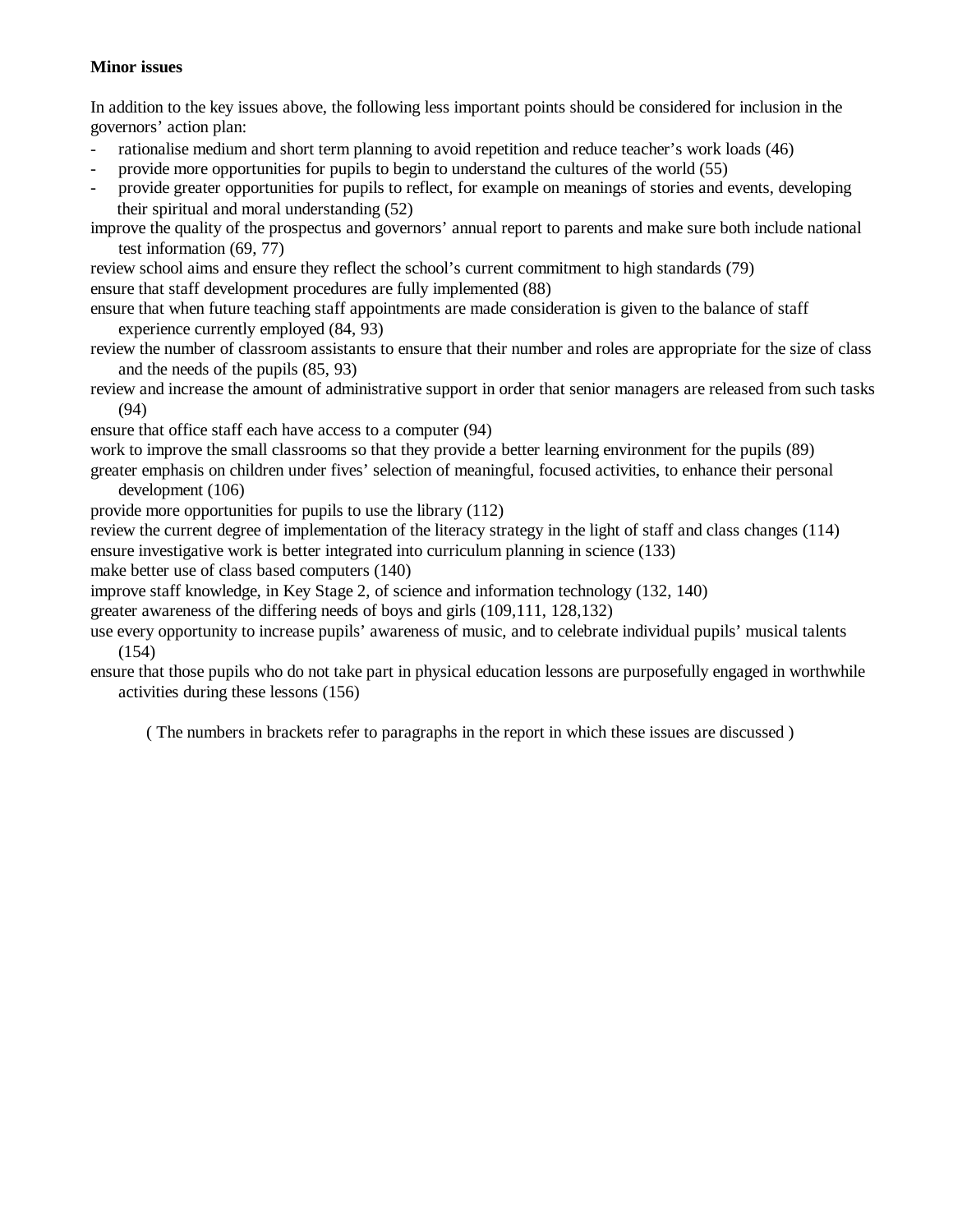**Minor issues**

In addition to the key issues above, the following less important points should be considered for inclusion in the governors' action plan:

- rationalise medium and short term planning to avoid repetition and reduce teacher's work loads (46)
- provide more opportunities for pupils to begin to understand the cultures of the world (55)
- provide greater opportunities for pupils to reflect, for example on meanings of stories and events, developing their spiritual and moral understanding (52)

improve the quality of the prospectus and governors' annual report to parents and make sure both include national test information (69, 77)

review school aims and ensure they reflect the school's current commitment to high standards (79)

ensure that staff development procedures are fully implemented (88)

ensure that when future teaching staff appointments are made consideration is given to the balance of staff experience currently employed (84, 93)

review the number of classroom assistants to ensure that their number and roles are appropriate for the size of class and the needs of the pupils (85, 93)

review and increase the amount of administrative support in order that senior managers are released from such tasks (94)

ensure that office staff each have access to a computer (94)

work to improve the small classrooms so that they provide a better learning environment for the pupils (89)

greater emphasis on children under fives' selection of meaningful, focused activities, to enhance their personal development (106)

provide more opportunities for pupils to use the library (112)

review the current degree of implementation of the literacy strategy in the light of staff and class changes (114)

ensure investigative work is better integrated into curriculum planning in science (133)

make better use of class based computers (140)

improve staff knowledge, in Key Stage 2, of science and information technology (132, 140)

greater awareness of the differing needs of boys and girls (109,111, 128,132)

use every opportunity to increase pupils' awareness of music, and to celebrate individual pupils' musical talents (154)

ensure that those pupils who do not take part in physical education lessons are purposefully engaged in worthwhile activities during these lessons (156)

( The numbers in brackets refer to paragraphs in the report in which these issues are discussed )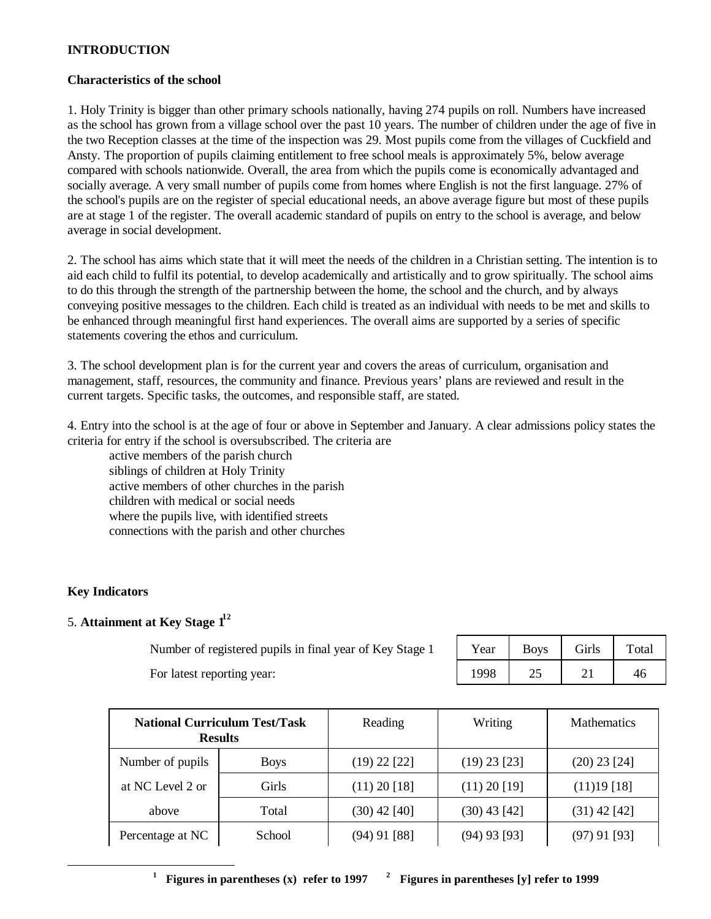## INTRODUCTION

### Characteristics of the school

1. Holy Trinity is bigger than other primary schools nationally, having 274 pupils on roll. Numbers have increased as the school has grown from a village school over the past 10 years. The number of children under the age of five in the two Reception classes at the time of the inspection was 29. Most pupils come from the villages of Cuckfield and Ansty. The proportion of pupils claiming entitlement to free school meals is approximately 5%, below average compared with schools nationwide. Overall, the area from which the pupils come is economically advantaged and socially average. A very small number of pupils come from homes where English is not the first language. 27% of the school's pupils are on the register of special educational needs, an above average figure but most of these pupils are at stage 1 of the register. The overall academic standard of pupils on entry to the school is average, and below average in social development.

2. The school has aims which state that it will meet the needs of the children in a Christian setting. The intention is to aid each child to fulfil its potential, to develop academically and artistically and to grow spiritually. The school aims to do this through the strength of the partnership between the home, the school and the church, and by always conveying positive messages to the children. Each child is treated as an individual with needs to be met and skills to be enhanced through meaningful first hand experiences. The overall aims are supported by a series of specific statements covering the ethos and curriculum.

3. The school development plan is for the current year and covers the areas of curriculum, organisation and management, staff, resources, the community and finance. Previous years' plans are reviewed and result in the current targets. Specific tasks, the outcomes, and responsible staff, are stated.

4. Entry into the school is at the age of four or above in September and January. A clear admissions policy states the criteria for entry if the school is oversubscribed. The criteria are

- active members of the parish church
- siblings of children at Holy Trinity
- active members of other churches in the parish
- children with medical or social needs
- where the pupils live, with identified streets
- connections with the parish and other churches

### Key Indicators

5. **Attainment at Key Stage 1**[1,2]

Number of registered pupils in final year of Key Stage 1
For latest reporting year:

| Year | Boys | Girls | Total |
|---|---|---|---|
| 1998 | 25 | 21 | 46 |

| National Curriculum Test/Task Results | | Reading | Writing | Mathematics |
|---|---|---|---|---|
| Number of pupils at NC Level 2 or above | Boys | (19) 22 [22] | (19) 23 [23] | (20) 23 [24] |
| | Girls | (11) 20 [18] | (11) 20 [19] | (11)19 [18] |
| | Total | (30) 42 [40] | (30) 43 [42] | (31) 42 [42] |
| Percentage at NC | School | (94) 91 [88] | (94) 93 [93] | (97) 91 [93] |

[1] Figures in parentheses (x) refer to 1997 [2] Figures in parentheses [y] refer to 1999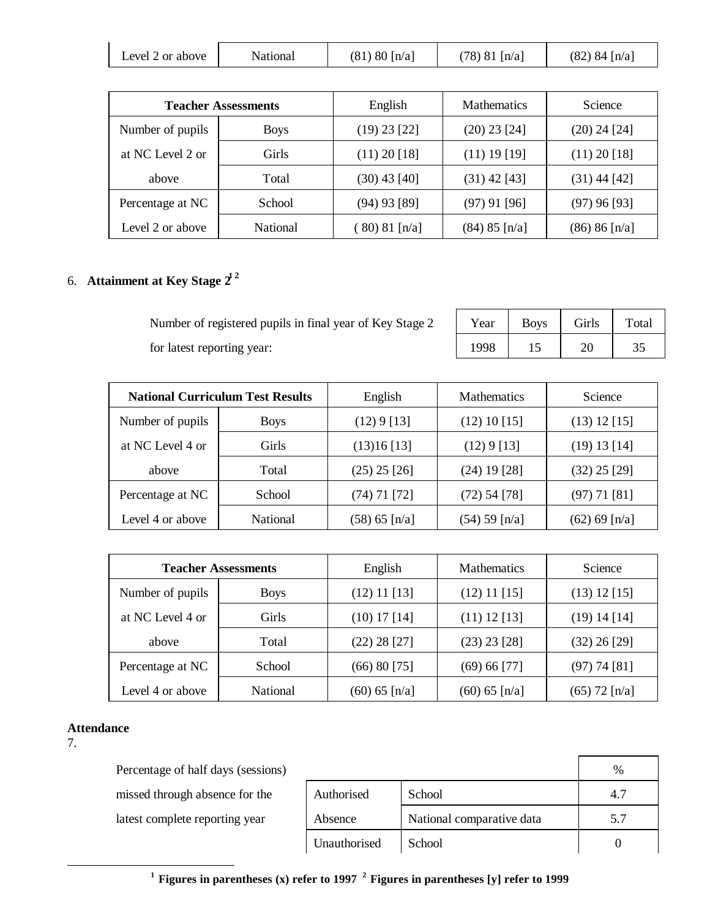| Level 2 or above | National | (81) 80 [n/a] | (78) 81 [n/a] | (82) 84 [n/a] |
|---|---|---|---|---|

| Teacher Assessments | | English | Mathematics | Science |
|---|---|---|---|---|
| Number of pupils at NC Level 2 or above | Boys | (19) 23 [22] | (20) 23 [24] | (20) 24 [24] |
| | Girls | (11) 20 [18] | (11) 19 [19] | (11) 20 [18] |
| | Total | (30) 43 [40] | (31) 42 [43] | (31) 44 [42] |
| Percentage at NC Level 2 or above | School | (94) 93 [89] | (97) 91 [96] | (97) 96 [93] |
| | National | ( 80) 81 [n/a] | (84) 85 [n/a] | (86) 86 [n/a] |

6. **Attainment at Key Stage 2**[1 2]

Number of registered pupils in final year of Key Stage 2 for latest reporting year:

| Year | Boys | Girls | Total |
|---|---|---|---|
| 1998 | 15 | 20 | 35 |

| National Curriculum Test Results | | English | Mathematics | Science |
|---|---|---|---|---|
| Number of pupils at NC Level 4 or above | Boys | (12) 9 [13] | (12) 10 [15] | (13) 12 [15] |
| | Girls | (13)16 [13] | (12) 9 [13] | (19) 13 [14] |
| | Total | (25) 25 [26] | (24) 19 [28] | (32) 25 [29] |
| Percentage at NC Level 4 or above | School | (74) 71 [72] | (72) 54 [78] | (97) 71 [81] |
| | National | (58) 65 [n/a] | (54) 59 [n/a] | (62) 69 [n/a] |

| Teacher Assessments | | English | Mathematics | Science |
|---|---|---|---|---|
| Number of pupils at NC Level 4 or above | Boys | (12) 11 [13] | (12) 11 [15] | (13) 12 [15] |
| | Girls | (10) 17 [14] | (11) 12 [13] | (19) 14 [14] |
| | Total | (22) 28 [27] | (23) 23 [28] | (32) 26 [29] |
| Percentage at NC Level 4 or above | School | (66) 80 [75] | (69) 66 [77] | (97) 74 [81] |
| | National | (60) 65 [n/a] | (60) 65 [n/a] | (65) 72 [n/a] |

**Attendance**

7.

Percentage of half days (sessions) missed through absence for the latest complete reporting year

| | | % |
|---|---|---|
| Authorised Absence | School | 4.7 |
| | National comparative data | 5.7 |
| Unauthorised | School | 0 |

[1] **Figures in parentheses (x) refer to 1997** [2] **Figures in parentheses [y] refer to 1999**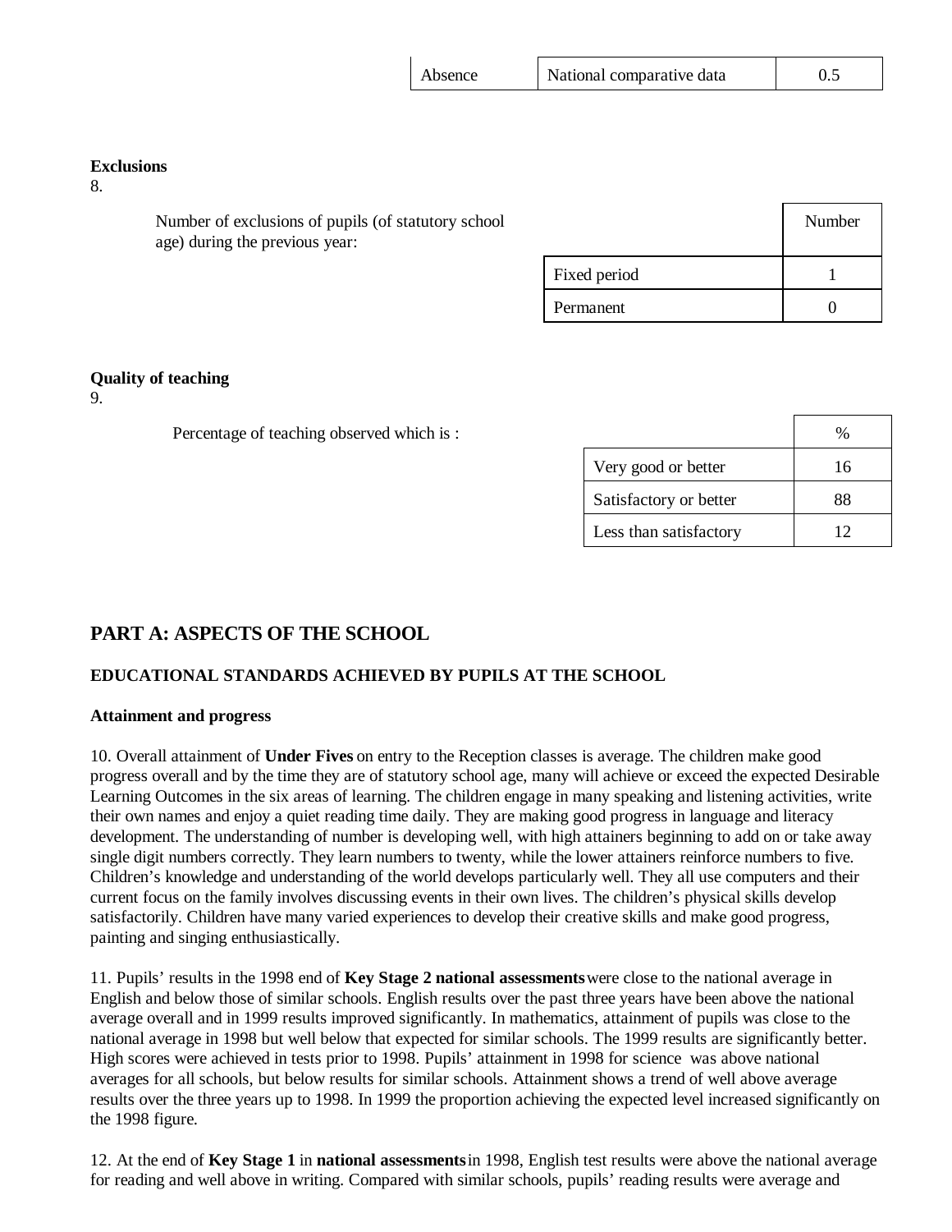| Absence | National comparative data | 0.5 |
|---|---|---|

**Exclusions**

8.

Number of exclusions of pupils (of statutory school age) during the previous year:

| | Number |
|---|---|
| Fixed period | 1 |
| Permanent | 0 |

**Quality of teaching**

9.

Percentage of teaching observed which is :

| | % |
|---|---|
| Very good or better | 16 |
| Satisfactory or better | 88 |
| Less than satisfactory | 12 |

## PART A: ASPECTS OF THE SCHOOL

### EDUCATIONAL STANDARDS ACHIEVED BY PUPILS AT THE SCHOOL

**Attainment and progress**

10. Overall attainment of **Under Fives** on entry to the Reception classes is average. The children make good progress overall and by the time they are of statutory school age, many will achieve or exceed the expected Desirable Learning Outcomes in the six areas of learning. The children engage in many speaking and listening activities, write their own names and enjoy a quiet reading time daily. They are making good progress in language and literacy development. The understanding of number is developing well, with high attainers beginning to add on or take away single digit numbers correctly. They learn numbers to twenty, while the lower attainers reinforce numbers to five. Children's knowledge and understanding of the world develops particularly well. They all use computers and their current focus on the family involves discussing events in their own lives. The children's physical skills develop satisfactorily. Children have many varied experiences to develop their creative skills and make good progress, painting and singing enthusiastically.

11. Pupils' results in the 1998 end of **Key Stage 2 national assessments** were close to the national average in English and below those of similar schools. English results over the past three years have been above the national average overall and in 1999 results improved significantly. In mathematics, attainment of pupils was close to the national average in 1998 but well below that expected for similar schools. The 1999 results are significantly better. High scores were achieved in tests prior to 1998. Pupils' attainment in 1998 for science was above national averages for all schools, but below results for similar schools. Attainment shows a trend of well above average results over the three years up to 1998. In 1999 the proportion achieving the expected level increased significantly on the 1998 figure.

12. At the end of **Key Stage 1** in **national assessments** in 1998, English test results were above the national average for reading and well above in writing. Compared with similar schools, pupils' reading results were average and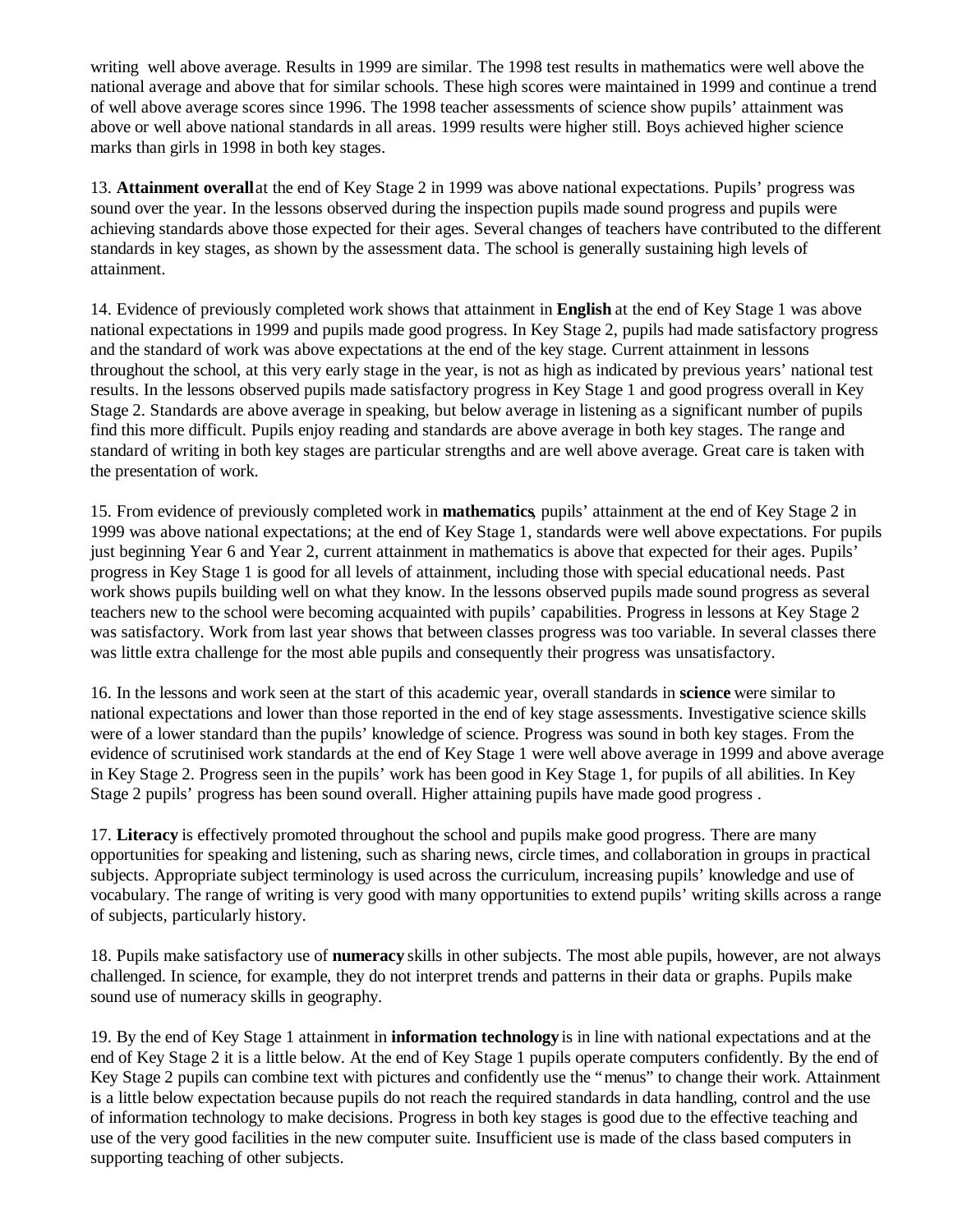writing well above average. Results in 1999 are similar. The 1998 test results in mathematics were well above the national average and above that for similar schools. These high scores were maintained in 1999 and continue a trend of well above average scores since 1996. The 1998 teacher assessments of science show pupils' attainment was above or well above national standards in all areas. 1999 results were higher still. Boys achieved higher science marks than girls in 1998 in both key stages.

13. **Attainment overall** at the end of Key Stage 2 in 1999 was above national expectations. Pupils' progress was sound over the year. In the lessons observed during the inspection pupils made sound progress and pupils were achieving standards above those expected for their ages. Several changes of teachers have contributed to the different standards in key stages, as shown by the assessment data. The school is generally sustaining high levels of attainment.

14. Evidence of previously completed work shows that attainment in **English** at the end of Key Stage 1 was above national expectations in 1999 and pupils made good progress. In Key Stage 2, pupils had made satisfactory progress and the standard of work was above expectations at the end of the key stage. Current attainment in lessons throughout the school, at this very early stage in the year, is not as high as indicated by previous years' national test results. In the lessons observed pupils made satisfactory progress in Key Stage 1 and good progress overall in Key Stage 2. Standards are above average in speaking, but below average in listening as a significant number of pupils find this more difficult. Pupils enjoy reading and standards are above average in both key stages. The range and standard of writing in both key stages are particular strengths and are well above average. Great care is taken with the presentation of work.

15. From evidence of previously completed work in **mathematics**, pupils' attainment at the end of Key Stage 2 in 1999 was above national expectations; at the end of Key Stage 1, standards were well above expectations. For pupils just beginning Year 6 and Year 2, current attainment in mathematics is above that expected for their ages. Pupils' progress in Key Stage 1 is good for all levels of attainment, including those with special educational needs. Past work shows pupils building well on what they know. In the lessons observed pupils made sound progress as several teachers new to the school were becoming acquainted with pupils' capabilities. Progress in lessons at Key Stage 2 was satisfactory. Work from last year shows that between classes progress was too variable. In several classes there was little extra challenge for the most able pupils and consequently their progress was unsatisfactory.

16. In the lessons and work seen at the start of this academic year, overall standards in **science** were similar to national expectations and lower than those reported in the end of key stage assessments. Investigative science skills were of a lower standard than the pupils' knowledge of science. Progress was sound in both key stages. From the evidence of scrutinised work standards at the end of Key Stage 1 were well above average in 1999 and above average in Key Stage 2. Progress seen in the pupils' work has been good in Key Stage 1, for pupils of all abilities. In Key Stage 2 pupils' progress has been sound overall. Higher attaining pupils have made good progress .

17. **Literacy** is effectively promoted throughout the school and pupils make good progress. There are many opportunities for speaking and listening, such as sharing news, circle times, and collaboration in groups in practical subjects. Appropriate subject terminology is used across the curriculum, increasing pupils' knowledge and use of vocabulary. The range of writing is very good with many opportunities to extend pupils' writing skills across a range of subjects, particularly history.

18. Pupils make satisfactory use of **numeracy** skills in other subjects. The most able pupils, however, are not always challenged. In science, for example, they do not interpret trends and patterns in their data or graphs. Pupils make sound use of numeracy skills in geography.

19. By the end of Key Stage 1 attainment in **information technology** is in line with national expectations and at the end of Key Stage 2 it is a little below. At the end of Key Stage 1 pupils operate computers confidently. By the end of Key Stage 2 pupils can combine text with pictures and confidently use the "menus" to change their work. Attainment is a little below expectation because pupils do not reach the required standards in data handling, control and the use of information technology to make decisions. Progress in both key stages is good due to the effective teaching and use of the very good facilities in the new computer suite. Insufficient use is made of the class based computers in supporting teaching of other subjects.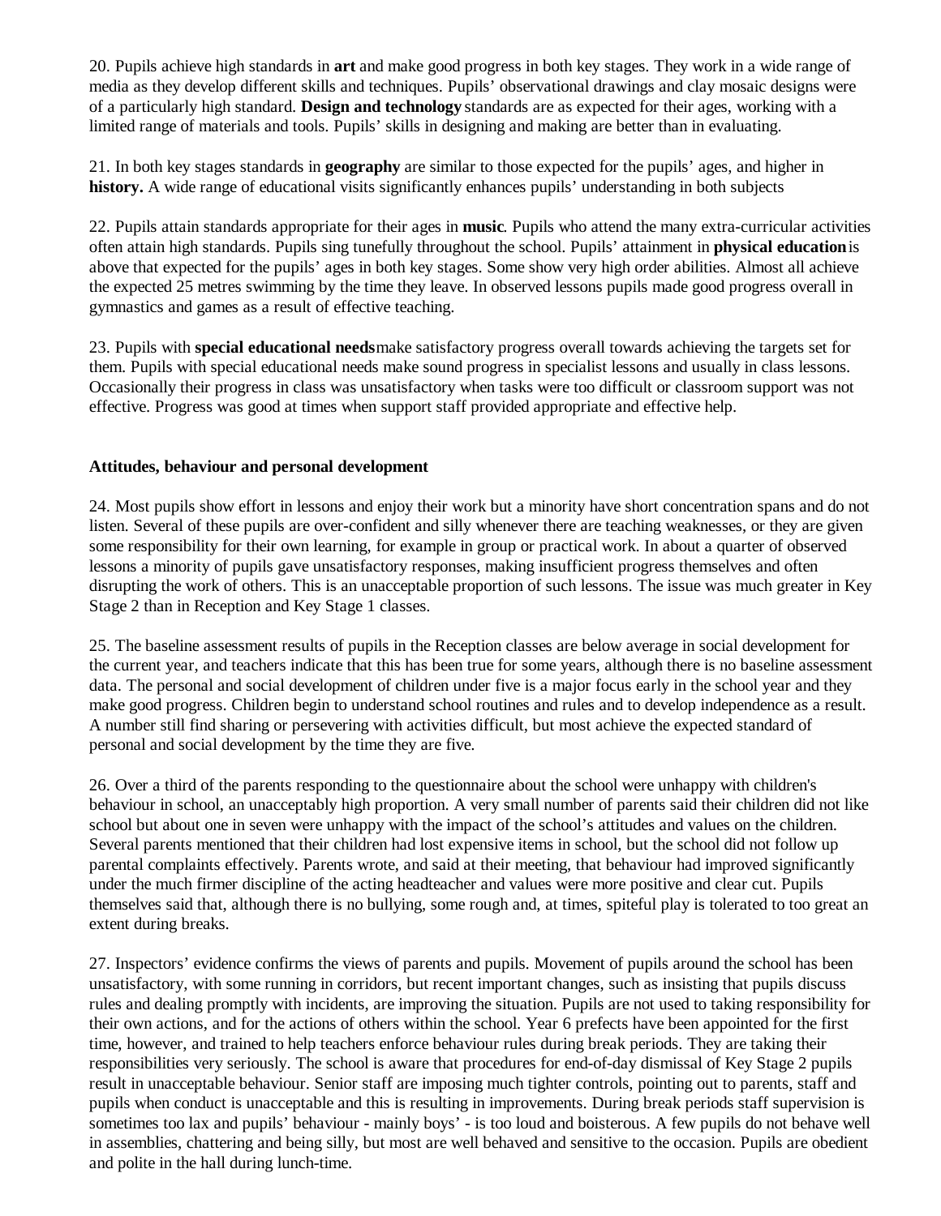20. Pupils achieve high standards in **art** and make good progress in both key stages. They work in a wide range of media as they develop different skills and techniques. Pupils' observational drawings and clay mosaic designs were of a particularly high standard. **Design and technology** standards are as expected for their ages, working with a limited range of materials and tools. Pupils' skills in designing and making are better than in evaluating.

21. In both key stages standards in **geography** are similar to those expected for the pupils' ages, and higher in **history.** A wide range of educational visits significantly enhances pupils' understanding in both subjects

22. Pupils attain standards appropriate for their ages in **music**. Pupils who attend the many extra-curricular activities often attain high standards. Pupils sing tunefully throughout the school. Pupils' attainment in **physical education** is above that expected for the pupils' ages in both key stages. Some show very high order abilities. Almost all achieve the expected 25 metres swimming by the time they leave. In observed lessons pupils made good progress overall in gymnastics and games as a result of effective teaching.

23. Pupils with **special educational needs** make satisfactory progress overall towards achieving the targets set for them. Pupils with special educational needs make sound progress in specialist lessons and usually in class lessons. Occasionally their progress in class was unsatisfactory when tasks were too difficult or classroom support was not effective. Progress was good at times when support staff provided appropriate and effective help.

### Attitudes, behaviour and personal development

24. Most pupils show effort in lessons and enjoy their work but a minority have short concentration spans and do not listen. Several of these pupils are over-confident and silly whenever there are teaching weaknesses, or they are given some responsibility for their own learning, for example in group or practical work. In about a quarter of observed lessons a minority of pupils gave unsatisfactory responses, making insufficient progress themselves and often disrupting the work of others. This is an unacceptable proportion of such lessons. The issue was much greater in Key Stage 2 than in Reception and Key Stage 1 classes.

25. The baseline assessment results of pupils in the Reception classes are below average in social development for the current year, and teachers indicate that this has been true for some years, although there is no baseline assessment data. The personal and social development of children under five is a major focus early in the school year and they make good progress. Children begin to understand school routines and rules and to develop independence as a result. A number still find sharing or persevering with activities difficult, but most achieve the expected standard of personal and social development by the time they are five.

26. Over a third of the parents responding to the questionnaire about the school were unhappy with children's behaviour in school, an unacceptably high proportion. A very small number of parents said their children did not like school but about one in seven were unhappy with the impact of the school's attitudes and values on the children. Several parents mentioned that their children had lost expensive items in school, but the school did not follow up parental complaints effectively. Parents wrote, and said at their meeting, that behaviour had improved significantly under the much firmer discipline of the acting headteacher and values were more positive and clear cut. Pupils themselves said that, although there is no bullying, some rough and, at times, spiteful play is tolerated to too great an extent during breaks.

27. Inspectors' evidence confirms the views of parents and pupils. Movement of pupils around the school has been unsatisfactory, with some running in corridors, but recent important changes, such as insisting that pupils discuss rules and dealing promptly with incidents, are improving the situation. Pupils are not used to taking responsibility for their own actions, and for the actions of others within the school. Year 6 prefects have been appointed for the first time, however, and trained to help teachers enforce behaviour rules during break periods. They are taking their responsibilities very seriously. The school is aware that procedures for end-of-day dismissal of Key Stage 2 pupils result in unacceptable behaviour. Senior staff are imposing much tighter controls, pointing out to parents, staff and pupils when conduct is unacceptable and this is resulting in improvements. During break periods staff supervision is sometimes too lax and pupils' behaviour - mainly boys' - is too loud and boisterous. A few pupils do not behave well in assemblies, chattering and being silly, but most are well behaved and sensitive to the occasion. Pupils are obedient and polite in the hall during lunch-time.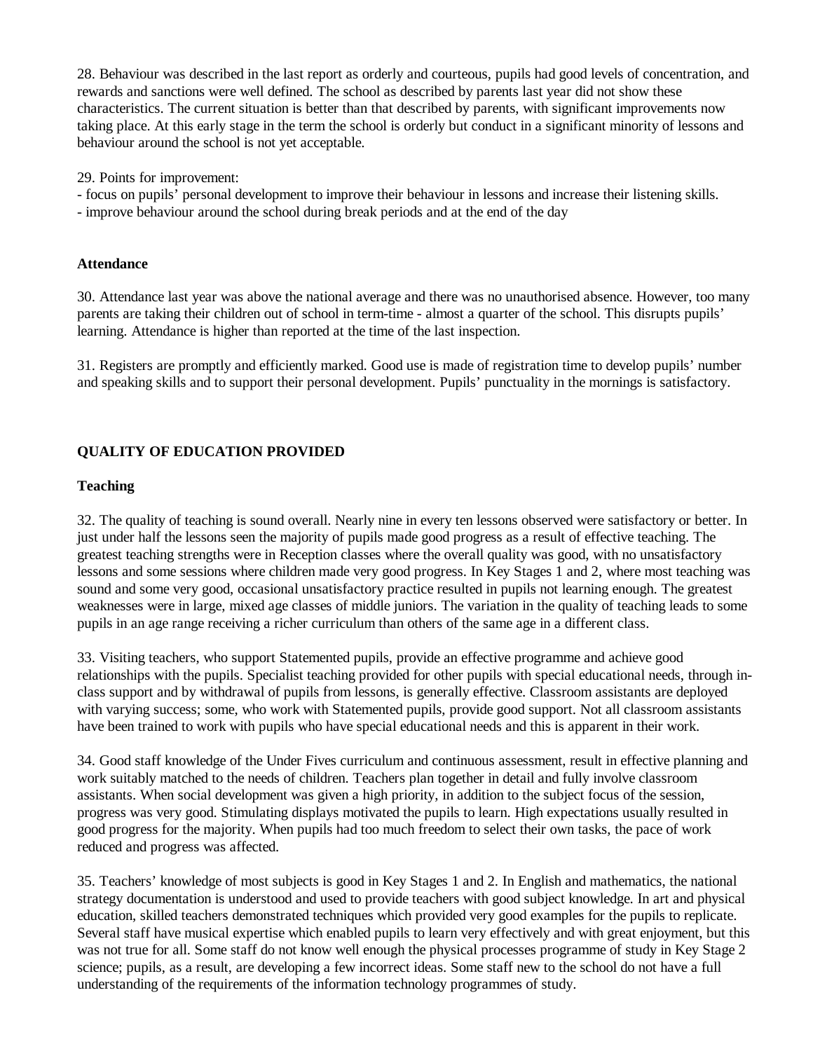28. Behaviour was described in the last report as orderly and courteous, pupils had good levels of concentration, and rewards and sanctions were well defined. The school as described by parents last year did not show these characteristics. The current situation is better than that described by parents, with significant improvements now taking place. At this early stage in the term the school is orderly but conduct in a significant minority of lessons and behaviour around the school is not yet acceptable.

29. Points for improvement:
- focus on pupils' personal development to improve their behaviour in lessons and increase their listening skills.
- improve behaviour around the school during break periods and at the end of the day

**Attendance**

30. Attendance last year was above the national average and there was no unauthorised absence. However, too many parents are taking their children out of school in term-time - almost a quarter of the school. This disrupts pupils' learning. Attendance is higher than reported at the time of the last inspection.

31. Registers are promptly and efficiently marked. Good use is made of registration time to develop pupils' number and speaking skills and to support their personal development. Pupils' punctuality in the mornings is satisfactory.

## QUALITY OF EDUCATION PROVIDED

**Teaching**

32. The quality of teaching is sound overall. Nearly nine in every ten lessons observed were satisfactory or better. In just under half the lessons seen the majority of pupils made good progress as a result of effective teaching. The greatest teaching strengths were in Reception classes where the overall quality was good, with no unsatisfactory lessons and some sessions where children made very good progress. In Key Stages 1 and 2, where most teaching was sound and some very good, occasional unsatisfactory practice resulted in pupils not learning enough. The greatest weaknesses were in large, mixed age classes of middle juniors. The variation in the quality of teaching leads to some pupils in an age range receiving a richer curriculum than others of the same age in a different class.

33. Visiting teachers, who support Statemented pupils, provide an effective programme and achieve good relationships with the pupils. Specialist teaching provided for other pupils with special educational needs, through in-class support and by withdrawal of pupils from lessons, is generally effective. Classroom assistants are deployed with varying success; some, who work with Statemented pupils, provide good support. Not all classroom assistants have been trained to work with pupils who have special educational needs and this is apparent in their work.

34. Good staff knowledge of the Under Fives curriculum and continuous assessment, result in effective planning and work suitably matched to the needs of children. Teachers plan together in detail and fully involve classroom assistants. When social development was given a high priority, in addition to the subject focus of the session, progress was very good. Stimulating displays motivated the pupils to learn. High expectations usually resulted in good progress for the majority. When pupils had too much freedom to select their own tasks, the pace of work reduced and progress was affected.

35. Teachers' knowledge of most subjects is good in Key Stages 1 and 2. In English and mathematics, the national strategy documentation is understood and used to provide teachers with good subject knowledge. In art and physical education, skilled teachers demonstrated techniques which provided very good examples for the pupils to replicate. Several staff have musical expertise which enabled pupils to learn very effectively and with great enjoyment, but this was not true for all. Some staff do not know well enough the physical processes programme of study in Key Stage 2 science; pupils, as a result, are developing a few incorrect ideas. Some staff new to the school do not have a full understanding of the requirements of the information technology programmes of study.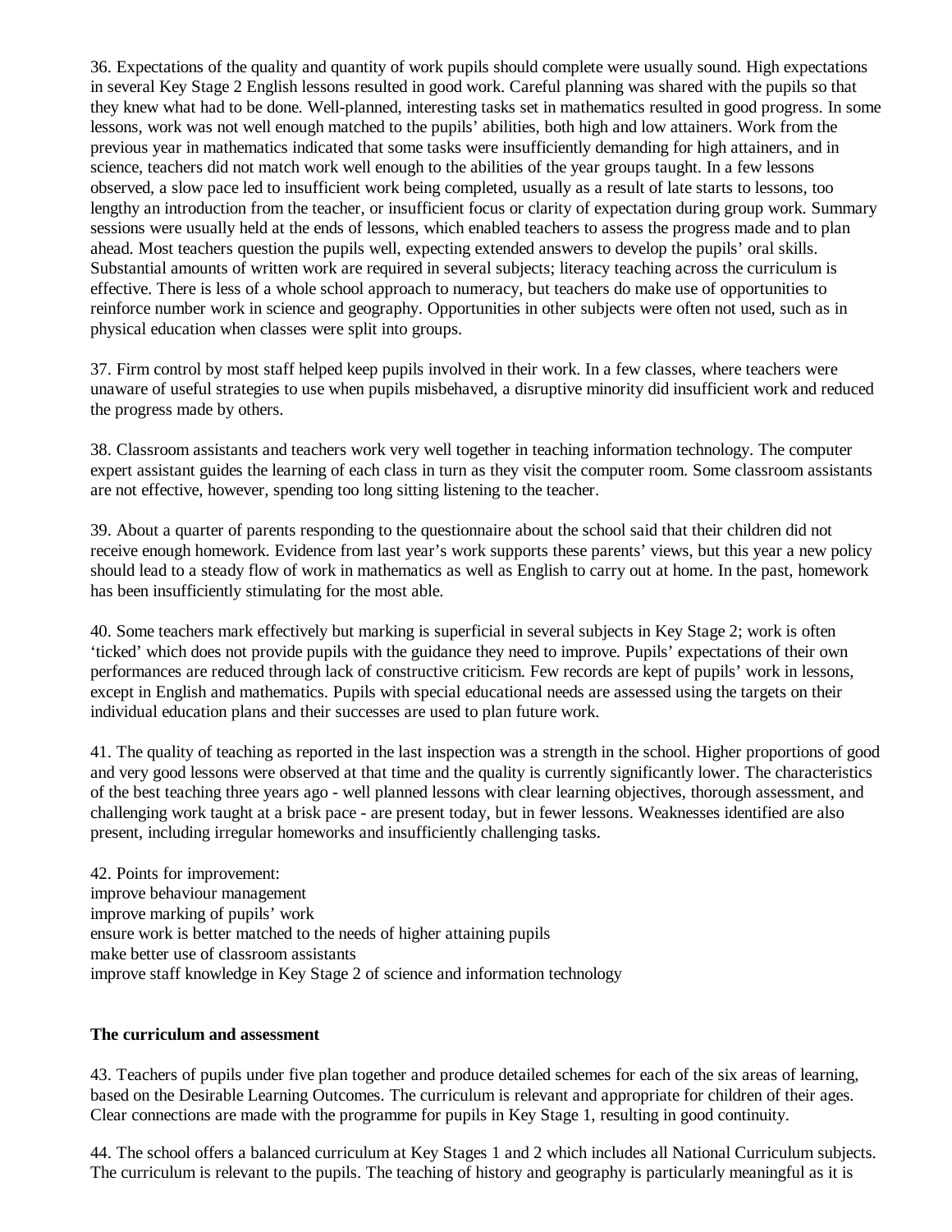36. Expectations of the quality and quantity of work pupils should complete were usually sound. High expectations in several Key Stage 2 English lessons resulted in good work. Careful planning was shared with the pupils so that they knew what had to be done. Well-planned, interesting tasks set in mathematics resulted in good progress. In some lessons, work was not well enough matched to the pupils' abilities, both high and low attainers. Work from the previous year in mathematics indicated that some tasks were insufficiently demanding for high attainers, and in science, teachers did not match work well enough to the abilities of the year groups taught. In a few lessons observed, a slow pace led to insufficient work being completed, usually as a result of late starts to lessons, too lengthy an introduction from the teacher, or insufficient focus or clarity of expectation during group work. Summary sessions were usually held at the ends of lessons, which enabled teachers to assess the progress made and to plan ahead. Most teachers question the pupils well, expecting extended answers to develop the pupils' oral skills. Substantial amounts of written work are required in several subjects; literacy teaching across the curriculum is effective. There is less of a whole school approach to numeracy, but teachers do make use of opportunities to reinforce number work in science and geography. Opportunities in other subjects were often not used, such as in physical education when classes were split into groups.

37. Firm control by most staff helped keep pupils involved in their work. In a few classes, where teachers were unaware of useful strategies to use when pupils misbehaved, a disruptive minority did insufficient work and reduced the progress made by others.

38. Classroom assistants and teachers work very well together in teaching information technology. The computer expert assistant guides the learning of each class in turn as they visit the computer room. Some classroom assistants are not effective, however, spending too long sitting listening to the teacher.

39. About a quarter of parents responding to the questionnaire about the school said that their children did not receive enough homework. Evidence from last year's work supports these parents' views, but this year a new policy should lead to a steady flow of work in mathematics as well as English to carry out at home. In the past, homework has been insufficiently stimulating for the most able.

40. Some teachers mark effectively but marking is superficial in several subjects in Key Stage 2; work is often 'ticked' which does not provide pupils with the guidance they need to improve. Pupils' expectations of their own performances are reduced through lack of constructive criticism. Few records are kept of pupils' work in lessons, except in English and mathematics. Pupils with special educational needs are assessed using the targets on their individual education plans and their successes are used to plan future work.

41. The quality of teaching as reported in the last inspection was a strength in the school. Higher proportions of good and very good lessons were observed at that time and the quality is currently significantly lower. The characteristics of the best teaching three years ago - well planned lessons with clear learning objectives, thorough assessment, and challenging work taught at a brisk pace - are present today, but in fewer lessons. Weaknesses identified are also present, including irregular homeworks and insufficiently challenging tasks.

42. Points for improvement:
improve behaviour management
improve marking of pupils' work
ensure work is better matched to the needs of higher attaining pupils
make better use of classroom assistants
improve staff knowledge in Key Stage 2 of science and information technology

**The curriculum and assessment**

43. Teachers of pupils under five plan together and produce detailed schemes for each of the six areas of learning, based on the Desirable Learning Outcomes. The curriculum is relevant and appropriate for children of their ages. Clear connections are made with the programme for pupils in Key Stage 1, resulting in good continuity.

44. The school offers a balanced curriculum at Key Stages 1 and 2 which includes all National Curriculum subjects. The curriculum is relevant to the pupils. The teaching of history and geography is particularly meaningful as it is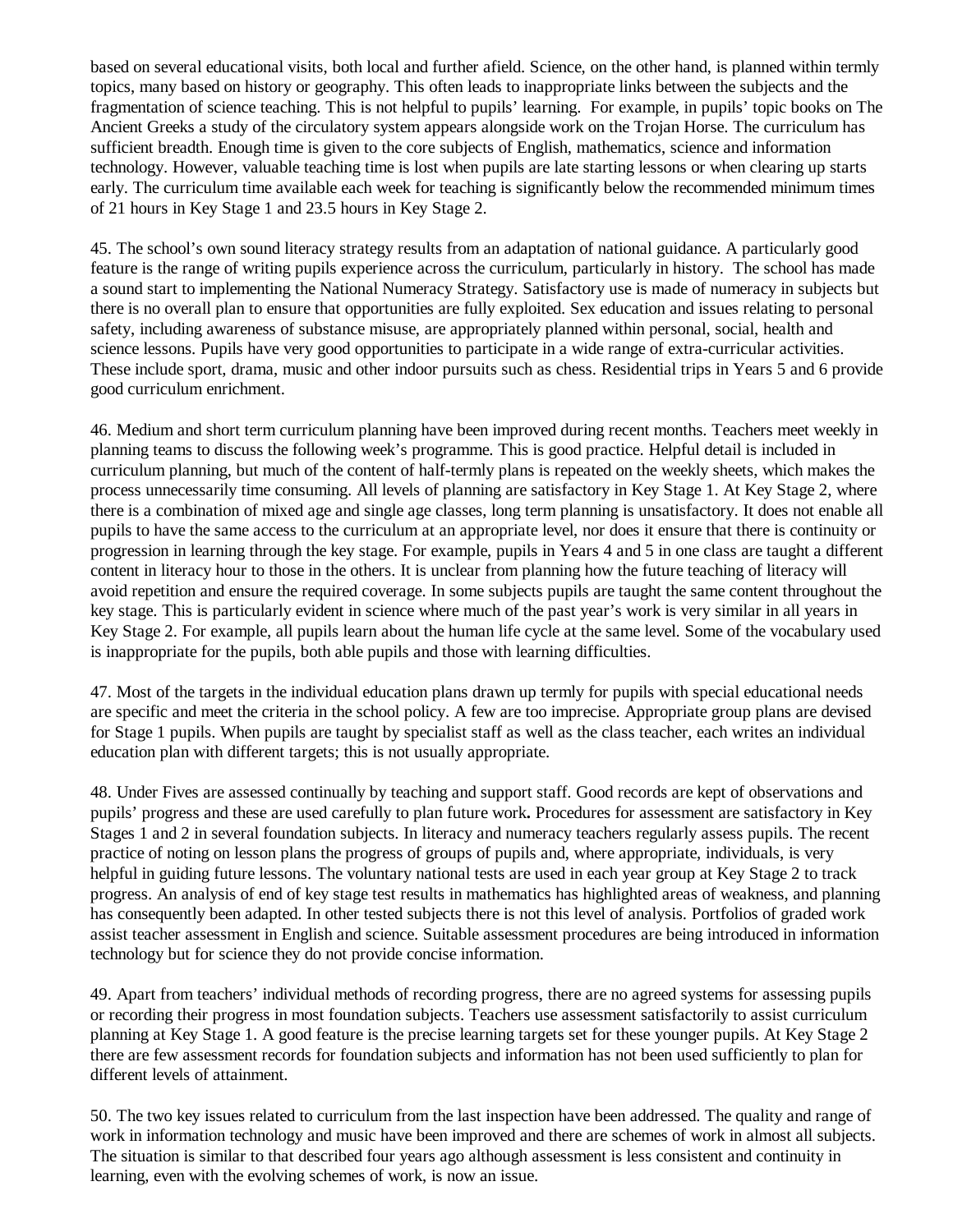based on several educational visits, both local and further afield. Science, on the other hand, is planned within termly topics, many based on history or geography. This often leads to inappropriate links between the subjects and the fragmentation of science teaching. This is not helpful to pupils' learning. For example, in pupils' topic books on The Ancient Greeks a study of the circulatory system appears alongside work on the Trojan Horse. The curriculum has sufficient breadth. Enough time is given to the core subjects of English, mathematics, science and information technology. However, valuable teaching time is lost when pupils are late starting lessons or when clearing up starts early. The curriculum time available each week for teaching is significantly below the recommended minimum times of 21 hours in Key Stage 1 and 23.5 hours in Key Stage 2.

45. The school's own sound literacy strategy results from an adaptation of national guidance. A particularly good feature is the range of writing pupils experience across the curriculum, particularly in history. The school has made a sound start to implementing the National Numeracy Strategy. Satisfactory use is made of numeracy in subjects but there is no overall plan to ensure that opportunities are fully exploited. Sex education and issues relating to personal safety, including awareness of substance misuse, are appropriately planned within personal, social, health and science lessons. Pupils have very good opportunities to participate in a wide range of extra-curricular activities. These include sport, drama, music and other indoor pursuits such as chess. Residential trips in Years 5 and 6 provide good curriculum enrichment.

46. Medium and short term curriculum planning have been improved during recent months. Teachers meet weekly in planning teams to discuss the following week's programme. This is good practice. Helpful detail is included in curriculum planning, but much of the content of half-termly plans is repeated on the weekly sheets, which makes the process unnecessarily time consuming. All levels of planning are satisfactory in Key Stage 1. At Key Stage 2, where there is a combination of mixed age and single age classes, long term planning is unsatisfactory. It does not enable all pupils to have the same access to the curriculum at an appropriate level, nor does it ensure that there is continuity or progression in learning through the key stage. For example, pupils in Years 4 and 5 in one class are taught a different content in literacy hour to those in the others. It is unclear from planning how the future teaching of literacy will avoid repetition and ensure the required coverage. In some subjects pupils are taught the same content throughout the key stage. This is particularly evident in science where much of the past year's work is very similar in all years in Key Stage 2. For example, all pupils learn about the human life cycle at the same level. Some of the vocabulary used is inappropriate for the pupils, both able pupils and those with learning difficulties.

47. Most of the targets in the individual education plans drawn up termly for pupils with special educational needs are specific and meet the criteria in the school policy. A few are too imprecise. Appropriate group plans are devised for Stage 1 pupils. When pupils are taught by specialist staff as well as the class teacher, each writes an individual education plan with different targets; this is not usually appropriate.

48. Under Fives are assessed continually by teaching and support staff. Good records are kept of observations and pupils' progress and these are used carefully to plan future work. Procedures for assessment are satisfactory in Key Stages 1 and 2 in several foundation subjects. In literacy and numeracy teachers regularly assess pupils. The recent practice of noting on lesson plans the progress of groups of pupils and, where appropriate, individuals, is very helpful in guiding future lessons. The voluntary national tests are used in each year group at Key Stage 2 to track progress. An analysis of end of key stage test results in mathematics has highlighted areas of weakness, and planning has consequently been adapted. In other tested subjects there is not this level of analysis. Portfolios of graded work assist teacher assessment in English and science. Suitable assessment procedures are being introduced in information technology but for science they do not provide concise information.

49. Apart from teachers' individual methods of recording progress, there are no agreed systems for assessing pupils or recording their progress in most foundation subjects. Teachers use assessment satisfactorily to assist curriculum planning at Key Stage 1. A good feature is the precise learning targets set for these younger pupils. At Key Stage 2 there are few assessment records for foundation subjects and information has not been used sufficiently to plan for different levels of attainment.

50. The two key issues related to curriculum from the last inspection have been addressed. The quality and range of work in information technology and music have been improved and there are schemes of work in almost all subjects. The situation is similar to that described four years ago although assessment is less consistent and continuity in learning, even with the evolving schemes of work, is now an issue.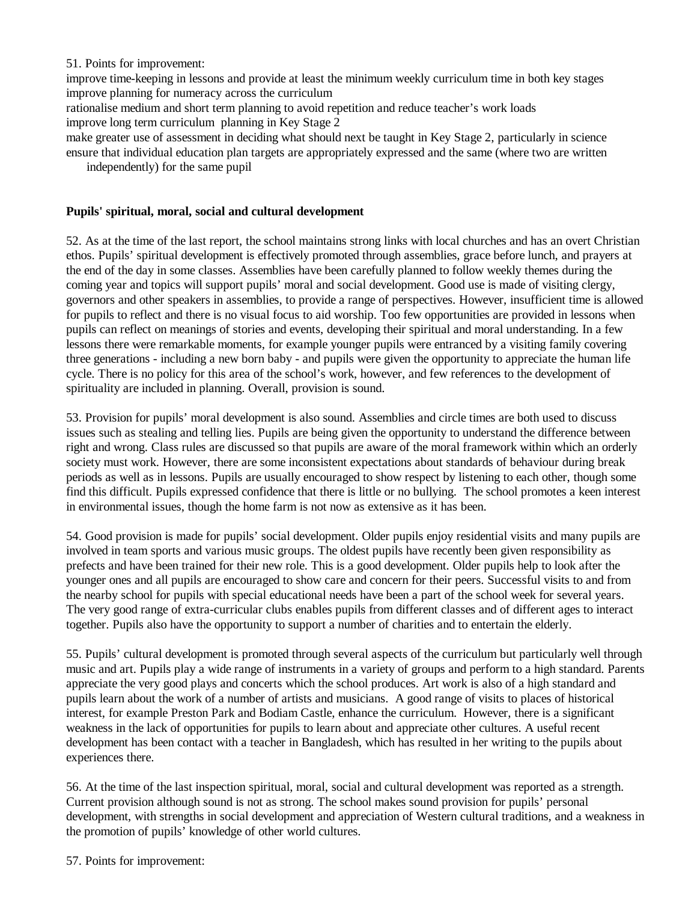51. Points for improvement:

- improve time-keeping in lessons and provide at least the minimum weekly curriculum time in both key stages
- improve planning for numeracy across the curriculum
- rationalise medium and short term planning to avoid repetition and reduce teacher's work loads
- improve long term curriculum planning in Key Stage 2
- make greater use of assessment in deciding what should next be taught in Key Stage 2, particularly in science
- ensure that individual education plan targets are appropriately expressed and the same (where two are written independently) for the same pupil

**Pupils' spiritual, moral, social and cultural development**

52. As at the time of the last report, the school maintains strong links with local churches and has an overt Christian ethos. Pupils' spiritual development is effectively promoted through assemblies, grace before lunch, and prayers at the end of the day in some classes. Assemblies have been carefully planned to follow weekly themes during the coming year and topics will support pupils' moral and social development. Good use is made of visiting clergy, governors and other speakers in assemblies, to provide a range of perspectives. However, insufficient time is allowed for pupils to reflect and there is no visual focus to aid worship. Too few opportunities are provided in lessons when pupils can reflect on meanings of stories and events, developing their spiritual and moral understanding. In a few lessons there were remarkable moments, for example younger pupils were entranced by a visiting family covering three generations - including a new born baby - and pupils were given the opportunity to appreciate the human life cycle. There is no policy for this area of the school's work, however, and few references to the development of spirituality are included in planning. Overall, provision is sound.

53. Provision for pupils' moral development is also sound. Assemblies and circle times are both used to discuss issues such as stealing and telling lies. Pupils are being given the opportunity to understand the difference between right and wrong. Class rules are discussed so that pupils are aware of the moral framework within which an orderly society must work. However, there are some inconsistent expectations about standards of behaviour during break periods as well as in lessons. Pupils are usually encouraged to show respect by listening to each other, though some find this difficult. Pupils expressed confidence that there is little or no bullying. The school promotes a keen interest in environmental issues, though the home farm is not now as extensive as it has been.

54. Good provision is made for pupils' social development. Older pupils enjoy residential visits and many pupils are involved in team sports and various music groups. The oldest pupils have recently been given responsibility as prefects and have been trained for their new role. This is a good development. Older pupils help to look after the younger ones and all pupils are encouraged to show care and concern for their peers. Successful visits to and from the nearby school for pupils with special educational needs have been a part of the school week for several years. The very good range of extra-curricular clubs enables pupils from different classes and of different ages to interact together. Pupils also have the opportunity to support a number of charities and to entertain the elderly.

55. Pupils' cultural development is promoted through several aspects of the curriculum but particularly well through music and art. Pupils play a wide range of instruments in a variety of groups and perform to a high standard. Parents appreciate the very good plays and concerts which the school produces. Art work is also of a high standard and pupils learn about the work of a number of artists and musicians. A good range of visits to places of historical interest, for example Preston Park and Bodiam Castle, enhance the curriculum. However, there is a significant weakness in the lack of opportunities for pupils to learn about and appreciate other cultures. A useful recent development has been contact with a teacher in Bangladesh, which has resulted in her writing to the pupils about experiences there.

56. At the time of the last inspection spiritual, moral, social and cultural development was reported as a strength. Current provision although sound is not as strong. The school makes sound provision for pupils' personal development, with strengths in social development and appreciation of Western cultural traditions, and a weakness in the promotion of pupils' knowledge of other world cultures.

57. Points for improvement: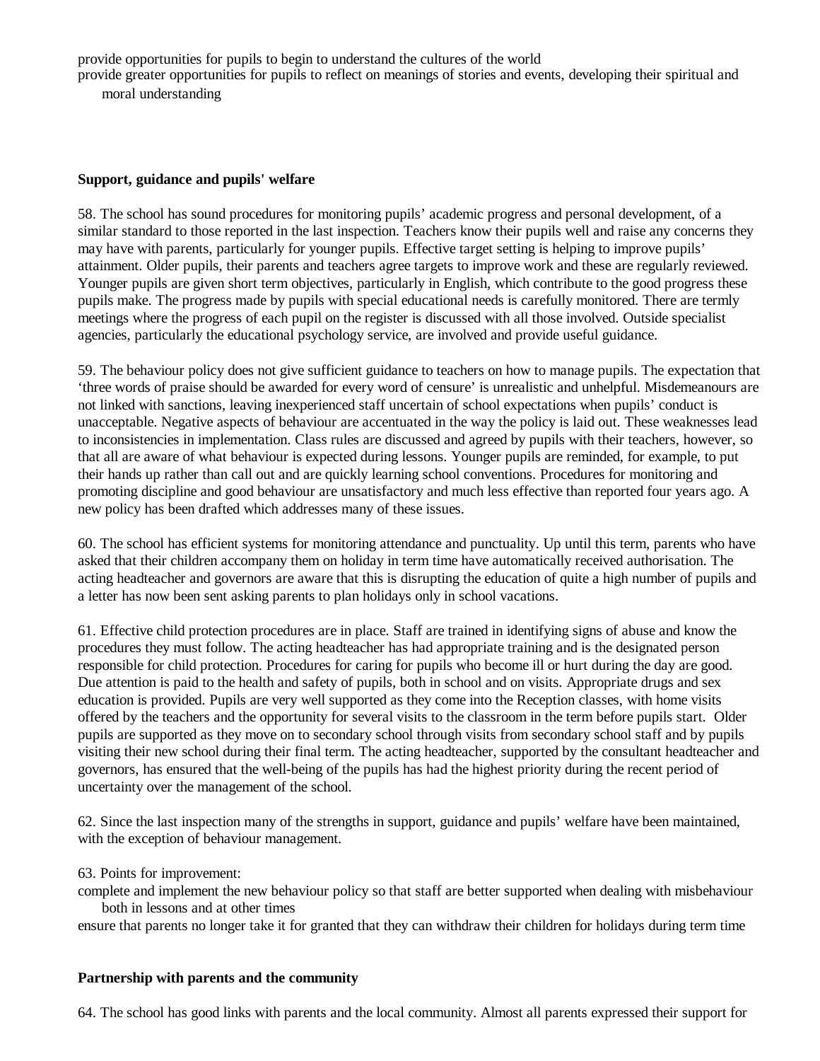provide opportunities for pupils to begin to understand the cultures of the world

provide greater opportunities for pupils to reflect on meanings of stories and events, developing their spiritual and moral understanding

**Support, guidance and pupils' welfare**

58. The school has sound procedures for monitoring pupils' academic progress and personal development, of a similar standard to those reported in the last inspection. Teachers know their pupils well and raise any concerns they may have with parents, particularly for younger pupils. Effective target setting is helping to improve pupils' attainment. Older pupils, their parents and teachers agree targets to improve work and these are regularly reviewed. Younger pupils are given short term objectives, particularly in English, which contribute to the good progress these pupils make. The progress made by pupils with special educational needs is carefully monitored. There are termly meetings where the progress of each pupil on the register is discussed with all those involved. Outside specialist agencies, particularly the educational psychology service, are involved and provide useful guidance.

59. The behaviour policy does not give sufficient guidance to teachers on how to manage pupils. The expectation that 'three words of praise should be awarded for every word of censure' is unrealistic and unhelpful. Misdemeanours are not linked with sanctions, leaving inexperienced staff uncertain of school expectations when pupils' conduct is unacceptable. Negative aspects of behaviour are accentuated in the way the policy is laid out. These weaknesses lead to inconsistencies in implementation. Class rules are discussed and agreed by pupils with their teachers, however, so that all are aware of what behaviour is expected during lessons. Younger pupils are reminded, for example, to put their hands up rather than call out and are quickly learning school conventions. Procedures for monitoring and promoting discipline and good behaviour are unsatisfactory and much less effective than reported four years ago. A new policy has been drafted which addresses many of these issues.

60. The school has efficient systems for monitoring attendance and punctuality. Up until this term, parents who have asked that their children accompany them on holiday in term time have automatically received authorisation. The acting headteacher and governors are aware that this is disrupting the education of quite a high number of pupils and a letter has now been sent asking parents to plan holidays only in school vacations.

61. Effective child protection procedures are in place. Staff are trained in identifying signs of abuse and know the procedures they must follow. The acting headteacher has had appropriate training and is the designated person responsible for child protection. Procedures for caring for pupils who become ill or hurt during the day are good. Due attention is paid to the health and safety of pupils, both in school and on visits. Appropriate drugs and sex education is provided. Pupils are very well supported as they come into the Reception classes, with home visits offered by the teachers and the opportunity for several visits to the classroom in the term before pupils start. Older pupils are supported as they move on to secondary school through visits from secondary school staff and by pupils visiting their new school during their final term. The acting headteacher, supported by the consultant headteacher and governors, has ensured that the well-being of the pupils has had the highest priority during the recent period of uncertainty over the management of the school.

62. Since the last inspection many of the strengths in support, guidance and pupils' welfare have been maintained, with the exception of behaviour management.

63. Points for improvement:

complete and implement the new behaviour policy so that staff are better supported when dealing with misbehaviour both in lessons and at other times

ensure that parents no longer take it for granted that they can withdraw their children for holidays during term time

**Partnership with parents and the community**

64. The school has good links with parents and the local community. Almost all parents expressed their support for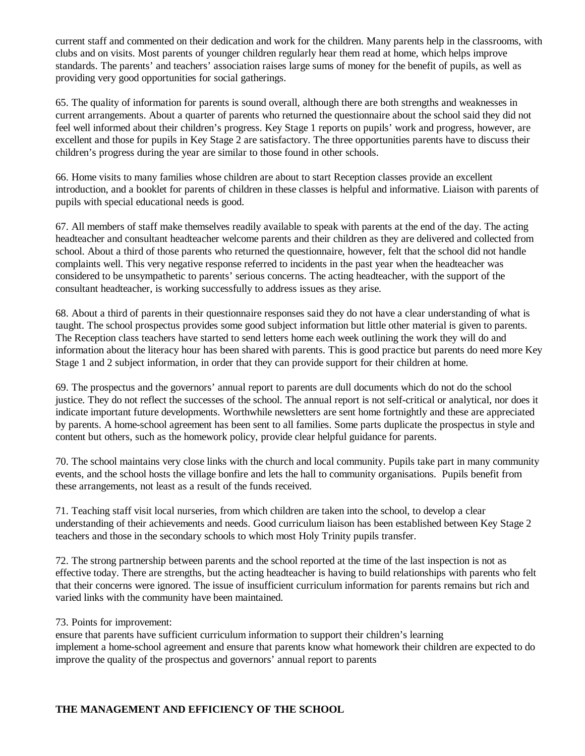current staff and commented on their dedication and work for the children. Many parents help in the classrooms, with clubs and on visits. Most parents of younger children regularly hear them read at home, which helps improve standards. The parents' and teachers' association raises large sums of money for the benefit of pupils, as well as providing very good opportunities for social gatherings.

65. The quality of information for parents is sound overall, although there are both strengths and weaknesses in current arrangements. About a quarter of parents who returned the questionnaire about the school said they did not feel well informed about their children's progress. Key Stage 1 reports on pupils' work and progress, however, are excellent and those for pupils in Key Stage 2 are satisfactory. The three opportunities parents have to discuss their children's progress during the year are similar to those found in other schools.

66. Home visits to many families whose children are about to start Reception classes provide an excellent introduction, and a booklet for parents of children in these classes is helpful and informative. Liaison with parents of pupils with special educational needs is good.

67. All members of staff make themselves readily available to speak with parents at the end of the day. The acting headteacher and consultant headteacher welcome parents and their children as they are delivered and collected from school. About a third of those parents who returned the questionnaire, however, felt that the school did not handle complaints well. This very negative response referred to incidents in the past year when the headteacher was considered to be unsympathetic to parents' serious concerns. The acting headteacher, with the support of the consultant headteacher, is working successfully to address issues as they arise.

68. About a third of parents in their questionnaire responses said they do not have a clear understanding of what is taught. The school prospectus provides some good subject information but little other material is given to parents. The Reception class teachers have started to send letters home each week outlining the work they will do and information about the literacy hour has been shared with parents. This is good practice but parents do need more Key Stage 1 and 2 subject information, in order that they can provide support for their children at home.

69. The prospectus and the governors' annual report to parents are dull documents which do not do the school justice. They do not reflect the successes of the school. The annual report is not self-critical or analytical, nor does it indicate important future developments. Worthwhile newsletters are sent home fortnightly and these are appreciated by parents. A home-school agreement has been sent to all families. Some parts duplicate the prospectus in style and content but others, such as the homework policy, provide clear helpful guidance for parents.

70. The school maintains very close links with the church and local community. Pupils take part in many community events, and the school hosts the village bonfire and lets the hall to community organisations. Pupils benefit from these arrangements, not least as a result of the funds received.

71. Teaching staff visit local nurseries, from which children are taken into the school, to develop a clear understanding of their achievements and needs. Good curriculum liaison has been established between Key Stage 2 teachers and those in the secondary schools to which most Holy Trinity pupils transfer.

72. The strong partnership between parents and the school reported at the time of the last inspection is not as effective today. There are strengths, but the acting headteacher is having to build relationships with parents who felt that their concerns were ignored. The issue of insufficient curriculum information for parents remains but rich and varied links with the community have been maintained.

73. Points for improvement:

- ensure that parents have sufficient curriculum information to support their children's learning
- implement a home-school agreement and ensure that parents know what homework their children are expected to do
- improve the quality of the prospectus and governors' annual report to parents

## THE MANAGEMENT AND EFFICIENCY OF THE SCHOOL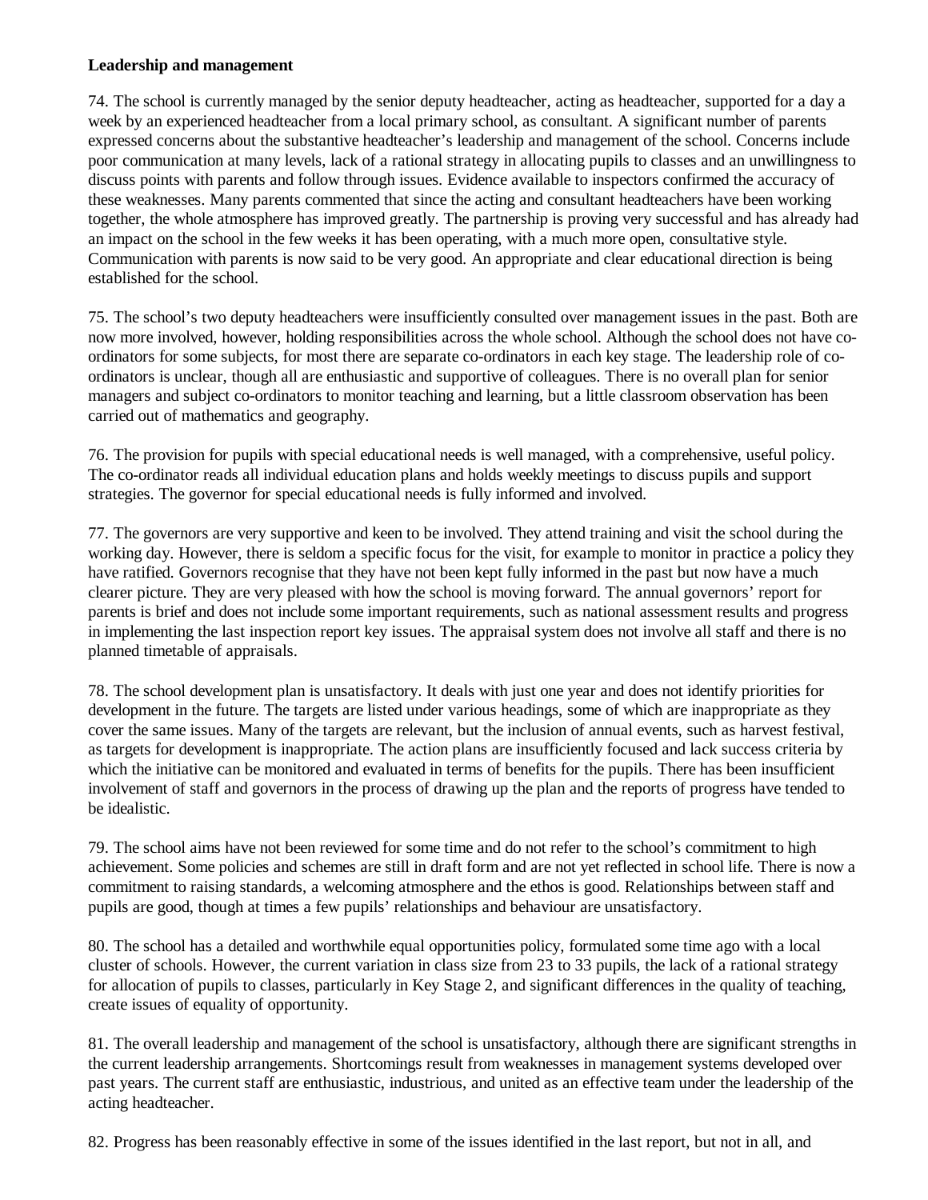**Leadership and management**

74. The school is currently managed by the senior deputy headteacher, acting as headteacher, supported for a day a week by an experienced headteacher from a local primary school, as consultant. A significant number of parents expressed concerns about the substantive headteacher's leadership and management of the school. Concerns include poor communication at many levels, lack of a rational strategy in allocating pupils to classes and an unwillingness to discuss points with parents and follow through issues. Evidence available to inspectors confirmed the accuracy of these weaknesses. Many parents commented that since the acting and consultant headteachers have been working together, the whole atmosphere has improved greatly. The partnership is proving very successful and has already had an impact on the school in the few weeks it has been operating, with a much more open, consultative style. Communication with parents is now said to be very good. An appropriate and clear educational direction is being established for the school.

75. The school's two deputy headteachers were insufficiently consulted over management issues in the past. Both are now more involved, however, holding responsibilities across the whole school. Although the school does not have co-ordinators for some subjects, for most there are separate co-ordinators in each key stage. The leadership role of co-ordinators is unclear, though all are enthusiastic and supportive of colleagues. There is no overall plan for senior managers and subject co-ordinators to monitor teaching and learning, but a little classroom observation has been carried out of mathematics and geography.

76. The provision for pupils with special educational needs is well managed, with a comprehensive, useful policy. The co-ordinator reads all individual education plans and holds weekly meetings to discuss pupils and support strategies. The governor for special educational needs is fully informed and involved.

77. The governors are very supportive and keen to be involved. They attend training and visit the school during the working day. However, there is seldom a specific focus for the visit, for example to monitor in practice a policy they have ratified. Governors recognise that they have not been kept fully informed in the past but now have a much clearer picture. They are very pleased with how the school is moving forward. The annual governors' report for parents is brief and does not include some important requirements, such as national assessment results and progress in implementing the last inspection report key issues. The appraisal system does not involve all staff and there is no planned timetable of appraisals.

78. The school development plan is unsatisfactory. It deals with just one year and does not identify priorities for development in the future. The targets are listed under various headings, some of which are inappropriate as they cover the same issues. Many of the targets are relevant, but the inclusion of annual events, such as harvest festival, as targets for development is inappropriate. The action plans are insufficiently focused and lack success criteria by which the initiative can be monitored and evaluated in terms of benefits for the pupils. There has been insufficient involvement of staff and governors in the process of drawing up the plan and the reports of progress have tended to be idealistic.

79. The school aims have not been reviewed for some time and do not refer to the school's commitment to high achievement. Some policies and schemes are still in draft form and are not yet reflected in school life. There is now a commitment to raising standards, a welcoming atmosphere and the ethos is good. Relationships between staff and pupils are good, though at times a few pupils' relationships and behaviour are unsatisfactory.

80. The school has a detailed and worthwhile equal opportunities policy, formulated some time ago with a local cluster of schools. However, the current variation in class size from 23 to 33 pupils, the lack of a rational strategy for allocation of pupils to classes, particularly in Key Stage 2, and significant differences in the quality of teaching, create issues of equality of opportunity.

81. The overall leadership and management of the school is unsatisfactory, although there are significant strengths in the current leadership arrangements. Shortcomings result from weaknesses in management systems developed over past years. The current staff are enthusiastic, industrious, and united as an effective team under the leadership of the acting headteacher.

82. Progress has been reasonably effective in some of the issues identified in the last report, but not in all, and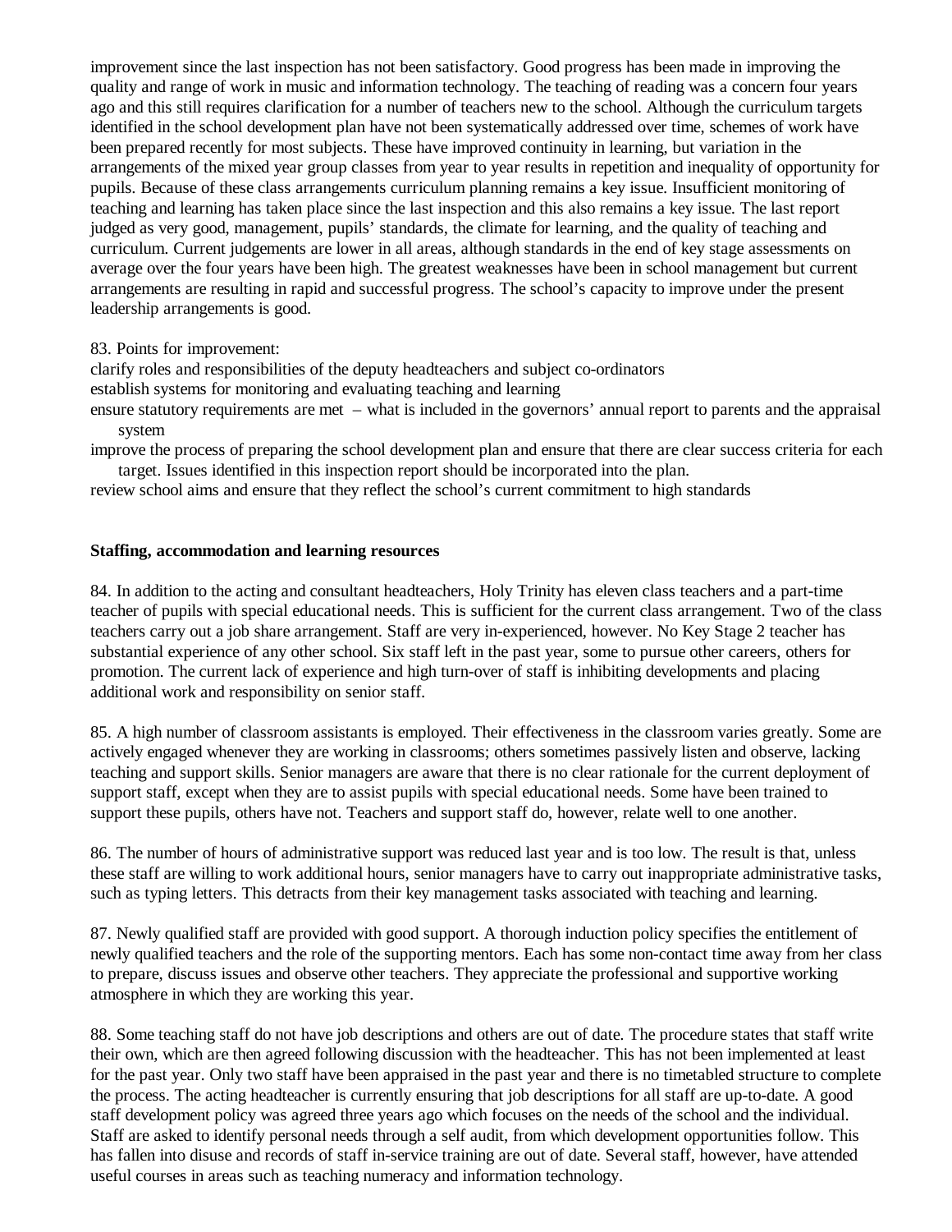improvement since the last inspection has not been satisfactory. Good progress has been made in improving the quality and range of work in music and information technology. The teaching of reading was a concern four years ago and this still requires clarification for a number of teachers new to the school. Although the curriculum targets identified in the school development plan have not been systematically addressed over time, schemes of work have been prepared recently for most subjects. These have improved continuity in learning, but variation in the arrangements of the mixed year group classes from year to year results in repetition and inequality of opportunity for pupils. Because of these class arrangements curriculum planning remains a key issue. Insufficient monitoring of teaching and learning has taken place since the last inspection and this also remains a key issue. The last report judged as very good, management, pupils' standards, the climate for learning, and the quality of teaching and curriculum. Current judgements are lower in all areas, although standards in the end of key stage assessments on average over the four years have been high. The greatest weaknesses have been in school management but current arrangements are resulting in rapid and successful progress. The school's capacity to improve under the present leadership arrangements is good.

83. Points for improvement:

- clarify roles and responsibilities of the deputy headteachers and subject co-ordinators
- establish systems for monitoring and evaluating teaching and learning
- ensure statutory requirements are met – what is included in the governors' annual report to parents and the appraisal system
- improve the process of preparing the school development plan and ensure that there are clear success criteria for each target. Issues identified in this inspection report should be incorporated into the plan.
- review school aims and ensure that they reflect the school's current commitment to high standards

**Staffing, accommodation and learning resources**

84. In addition to the acting and consultant headteachers, Holy Trinity has eleven class teachers and a part-time teacher of pupils with special educational needs. This is sufficient for the current class arrangement. Two of the class teachers carry out a job share arrangement. Staff are very in-experienced, however. No Key Stage 2 teacher has substantial experience of any other school. Six staff left in the past year, some to pursue other careers, others for promotion. The current lack of experience and high turn-over of staff is inhibiting developments and placing additional work and responsibility on senior staff.

85. A high number of classroom assistants is employed. Their effectiveness in the classroom varies greatly. Some are actively engaged whenever they are working in classrooms; others sometimes passively listen and observe, lacking teaching and support skills. Senior managers are aware that there is no clear rationale for the current deployment of support staff, except when they are to assist pupils with special educational needs. Some have been trained to support these pupils, others have not. Teachers and support staff do, however, relate well to one another.

86. The number of hours of administrative support was reduced last year and is too low. The result is that, unless these staff are willing to work additional hours, senior managers have to carry out inappropriate administrative tasks, such as typing letters. This detracts from their key management tasks associated with teaching and learning.

87. Newly qualified staff are provided with good support. A thorough induction policy specifies the entitlement of newly qualified teachers and the role of the supporting mentors. Each has some non-contact time away from her class to prepare, discuss issues and observe other teachers. They appreciate the professional and supportive working atmosphere in which they are working this year.

88. Some teaching staff do not have job descriptions and others are out of date. The procedure states that staff write their own, which are then agreed following discussion with the headteacher. This has not been implemented at least for the past year. Only two staff have been appraised in the past year and there is no timetabled structure to complete the process. The acting headteacher is currently ensuring that job descriptions for all staff are up-to-date. A good staff development policy was agreed three years ago which focuses on the needs of the school and the individual. Staff are asked to identify personal needs through a self audit, from which development opportunities follow. This has fallen into disuse and records of staff in-service training are out of date. Several staff, however, have attended useful courses in areas such as teaching numeracy and information technology.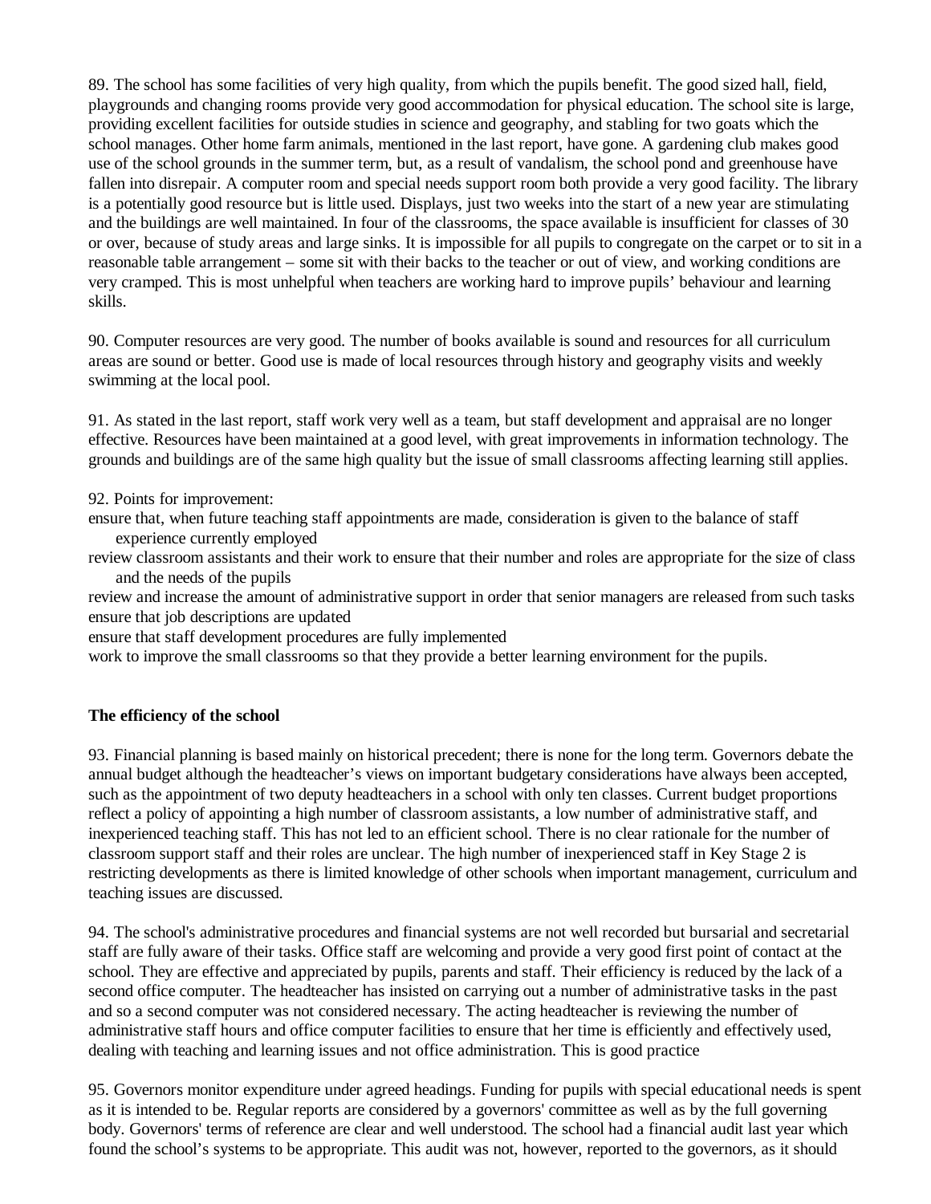89. The school has some facilities of very high quality, from which the pupils benefit. The good sized hall, field, playgrounds and changing rooms provide very good accommodation for physical education. The school site is large, providing excellent facilities for outside studies in science and geography, and stabling for two goats which the school manages. Other home farm animals, mentioned in the last report, have gone. A gardening club makes good use of the school grounds in the summer term, but, as a result of vandalism, the school pond and greenhouse have fallen into disrepair. A computer room and special needs support room both provide a very good facility. The library is a potentially good resource but is little used. Displays, just two weeks into the start of a new year are stimulating and the buildings are well maintained. In four of the classrooms, the space available is insufficient for classes of 30 or over, because of study areas and large sinks. It is impossible for all pupils to congregate on the carpet or to sit in a reasonable table arrangement – some sit with their backs to the teacher or out of view, and working conditions are very cramped. This is most unhelpful when teachers are working hard to improve pupils' behaviour and learning skills.

90. Computer resources are very good. The number of books available is sound and resources for all curriculum areas are sound or better. Good use is made of local resources through history and geography visits and weekly swimming at the local pool.

91. As stated in the last report, staff work very well as a team, but staff development and appraisal are no longer effective. Resources have been maintained at a good level, with great improvements in information technology. The grounds and buildings are of the same high quality but the issue of small classrooms affecting learning still applies.

92. Points for improvement:

- ensure that, when future teaching staff appointments are made, consideration is given to the balance of staff experience currently employed
- review classroom assistants and their work to ensure that their number and roles are appropriate for the size of class and the needs of the pupils
- review and increase the amount of administrative support in order that senior managers are released from such tasks
- ensure that job descriptions are updated
- ensure that staff development procedures are fully implemented
- work to improve the small classrooms so that they provide a better learning environment for the pupils.

**The efficiency of the school**

93. Financial planning is based mainly on historical precedent; there is none for the long term. Governors debate the annual budget although the headteacher's views on important budgetary considerations have always been accepted, such as the appointment of two deputy headteachers in a school with only ten classes. Current budget proportions reflect a policy of appointing a high number of classroom assistants, a low number of administrative staff, and inexperienced teaching staff. This has not led to an efficient school. There is no clear rationale for the number of classroom support staff and their roles are unclear. The high number of inexperienced staff in Key Stage 2 is restricting developments as there is limited knowledge of other schools when important management, curriculum and teaching issues are discussed.

94. The school's administrative procedures and financial systems are not well recorded but bursarial and secretarial staff are fully aware of their tasks. Office staff are welcoming and provide a very good first point of contact at the school. They are effective and appreciated by pupils, parents and staff. Their efficiency is reduced by the lack of a second office computer. The headteacher has insisted on carrying out a number of administrative tasks in the past and so a second computer was not considered necessary. The acting headteacher is reviewing the number of administrative staff hours and office computer facilities to ensure that her time is efficiently and effectively used, dealing with teaching and learning issues and not office administration. This is good practice

95. Governors monitor expenditure under agreed headings. Funding for pupils with special educational needs is spent as it is intended to be. Regular reports are considered by a governors' committee as well as by the full governing body. Governors' terms of reference are clear and well understood. The school had a financial audit last year which found the school's systems to be appropriate. This audit was not, however, reported to the governors, as it should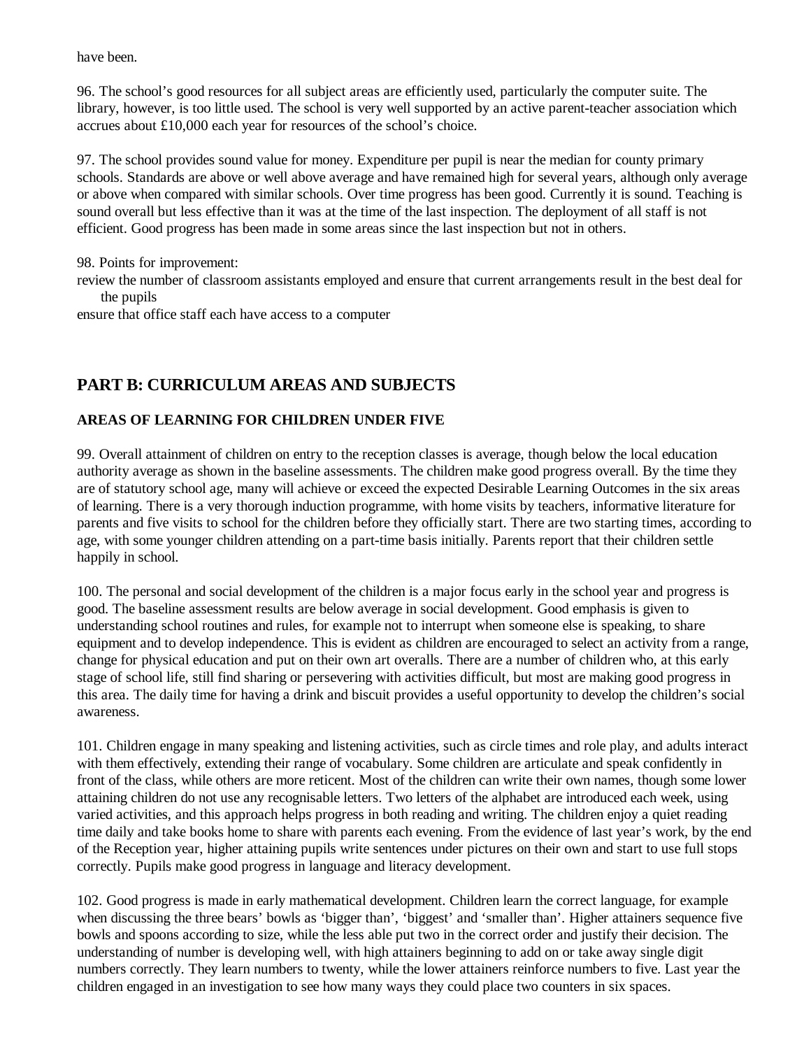have been.

96. The school's good resources for all subject areas are efficiently used, particularly the computer suite. The library, however, is too little used. The school is very well supported by an active parent-teacher association which accrues about £10,000 each year for resources of the school's choice.

97. The school provides sound value for money. Expenditure per pupil is near the median for county primary schools. Standards are above or well above average and have remained high for several years, although only average or above when compared with similar schools. Over time progress has been good. Currently it is sound. Teaching is sound overall but less effective than it was at the time of the last inspection. The deployment of all staff is not efficient. Good progress has been made in some areas since the last inspection but not in others.

98. Points for improvement:

- review the number of classroom assistants employed and ensure that current arrangements result in the best deal for the pupils
- ensure that office staff each have access to a computer

## PART B: CURRICULUM AREAS AND SUBJECTS

### AREAS OF LEARNING FOR CHILDREN UNDER FIVE

99. Overall attainment of children on entry to the reception classes is average, though below the local education authority average as shown in the baseline assessments. The children make good progress overall. By the time they are of statutory school age, many will achieve or exceed the expected Desirable Learning Outcomes in the six areas of learning. There is a very thorough induction programme, with home visits by teachers, informative literature for parents and five visits to school for the children before they officially start. There are two starting times, according to age, with some younger children attending on a part-time basis initially. Parents report that their children settle happily in school.

100. The personal and social development of the children is a major focus early in the school year and progress is good. The baseline assessment results are below average in social development. Good emphasis is given to understanding school routines and rules, for example not to interrupt when someone else is speaking, to share equipment and to develop independence. This is evident as children are encouraged to select an activity from a range, change for physical education and put on their own art overalls. There are a number of children who, at this early stage of school life, still find sharing or persevering with activities difficult, but most are making good progress in this area. The daily time for having a drink and biscuit provides a useful opportunity to develop the children's social awareness.

101. Children engage in many speaking and listening activities, such as circle times and role play, and adults interact with them effectively, extending their range of vocabulary. Some children are articulate and speak confidently in front of the class, while others are more reticent. Most of the children can write their own names, though some lower attaining children do not use any recognisable letters. Two letters of the alphabet are introduced each week, using varied activities, and this approach helps progress in both reading and writing. The children enjoy a quiet reading time daily and take books home to share with parents each evening. From the evidence of last year's work, by the end of the Reception year, higher attaining pupils write sentences under pictures on their own and start to use full stops correctly. Pupils make good progress in language and literacy development.

102. Good progress is made in early mathematical development. Children learn the correct language, for example when discussing the three bears' bowls as 'bigger than', 'biggest' and 'smaller than'. Higher attainers sequence five bowls and spoons according to size, while the less able put two in the correct order and justify their decision. The understanding of number is developing well, with high attainers beginning to add on or take away single digit numbers correctly. They learn numbers to twenty, while the lower attainers reinforce numbers to five. Last year the children engaged in an investigation to see how many ways they could place two counters in six spaces.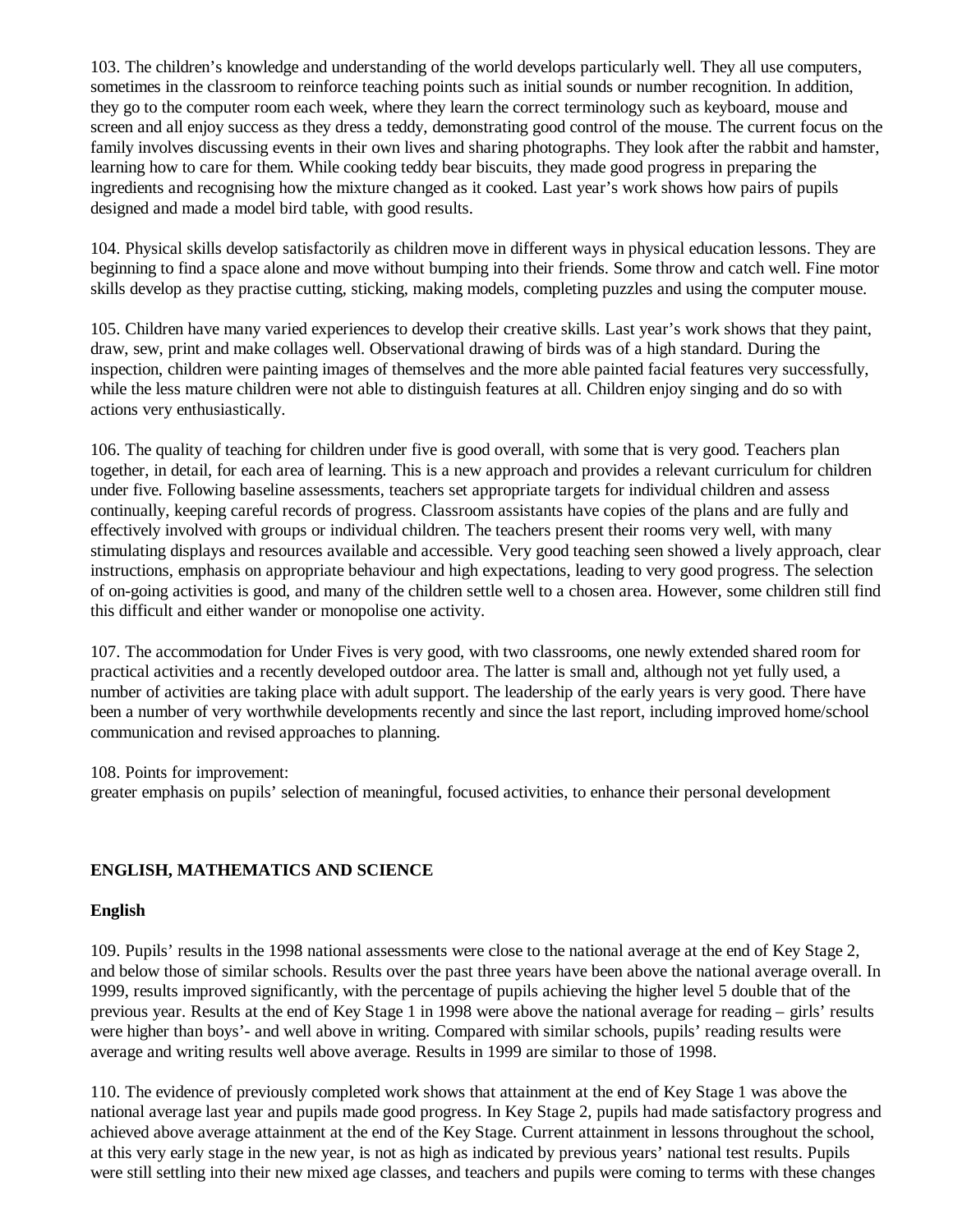103. The children's knowledge and understanding of the world develops particularly well. They all use computers, sometimes in the classroom to reinforce teaching points such as initial sounds or number recognition. In addition, they go to the computer room each week, where they learn the correct terminology such as keyboard, mouse and screen and all enjoy success as they dress a teddy, demonstrating good control of the mouse. The current focus on the family involves discussing events in their own lives and sharing photographs. They look after the rabbit and hamster, learning how to care for them. While cooking teddy bear biscuits, they made good progress in preparing the ingredients and recognising how the mixture changed as it cooked. Last year's work shows how pairs of pupils designed and made a model bird table, with good results.

104. Physical skills develop satisfactorily as children move in different ways in physical education lessons. They are beginning to find a space alone and move without bumping into their friends. Some throw and catch well. Fine motor skills develop as they practise cutting, sticking, making models, completing puzzles and using the computer mouse.

105. Children have many varied experiences to develop their creative skills. Last year's work shows that they paint, draw, sew, print and make collages well. Observational drawing of birds was of a high standard. During the inspection, children were painting images of themselves and the more able painted facial features very successfully, while the less mature children were not able to distinguish features at all. Children enjoy singing and do so with actions very enthusiastically.

106. The quality of teaching for children under five is good overall, with some that is very good. Teachers plan together, in detail, for each area of learning. This is a new approach and provides a relevant curriculum for children under five. Following baseline assessments, teachers set appropriate targets for individual children and assess continually, keeping careful records of progress. Classroom assistants have copies of the plans and are fully and effectively involved with groups or individual children. The teachers present their rooms very well, with many stimulating displays and resources available and accessible. Very good teaching seen showed a lively approach, clear instructions, emphasis on appropriate behaviour and high expectations, leading to very good progress. The selection of on-going activities is good, and many of the children settle well to a chosen area. However, some children still find this difficult and either wander or monopolise one activity.

107. The accommodation for Under Fives is very good, with two classrooms, one newly extended shared room for practical activities and a recently developed outdoor area. The latter is small and, although not yet fully used, a number of activities are taking place with adult support. The leadership of the early years is very good. There have been a number of very worthwhile developments recently and since the last report, including improved home/school communication and revised approaches to planning.

108. Points for improvement:
greater emphasis on pupils' selection of meaningful, focused activities, to enhance their personal development

## ENGLISH, MATHEMATICS AND SCIENCE

### English

109. Pupils' results in the 1998 national assessments were close to the national average at the end of Key Stage 2, and below those of similar schools. Results over the past three years have been above the national average overall. In 1999, results improved significantly, with the percentage of pupils achieving the higher level 5 double that of the previous year. Results at the end of Key Stage 1 in 1998 were above the national average for reading – girls' results were higher than boys'- and well above in writing. Compared with similar schools, pupils' reading results were average and writing results well above average. Results in 1999 are similar to those of 1998.

110. The evidence of previously completed work shows that attainment at the end of Key Stage 1 was above the national average last year and pupils made good progress. In Key Stage 2, pupils had made satisfactory progress and achieved above average attainment at the end of the Key Stage. Current attainment in lessons throughout the school, at this very early stage in the new year, is not as high as indicated by previous years' national test results. Pupils were still settling into their new mixed age classes, and teachers and pupils were coming to terms with these changes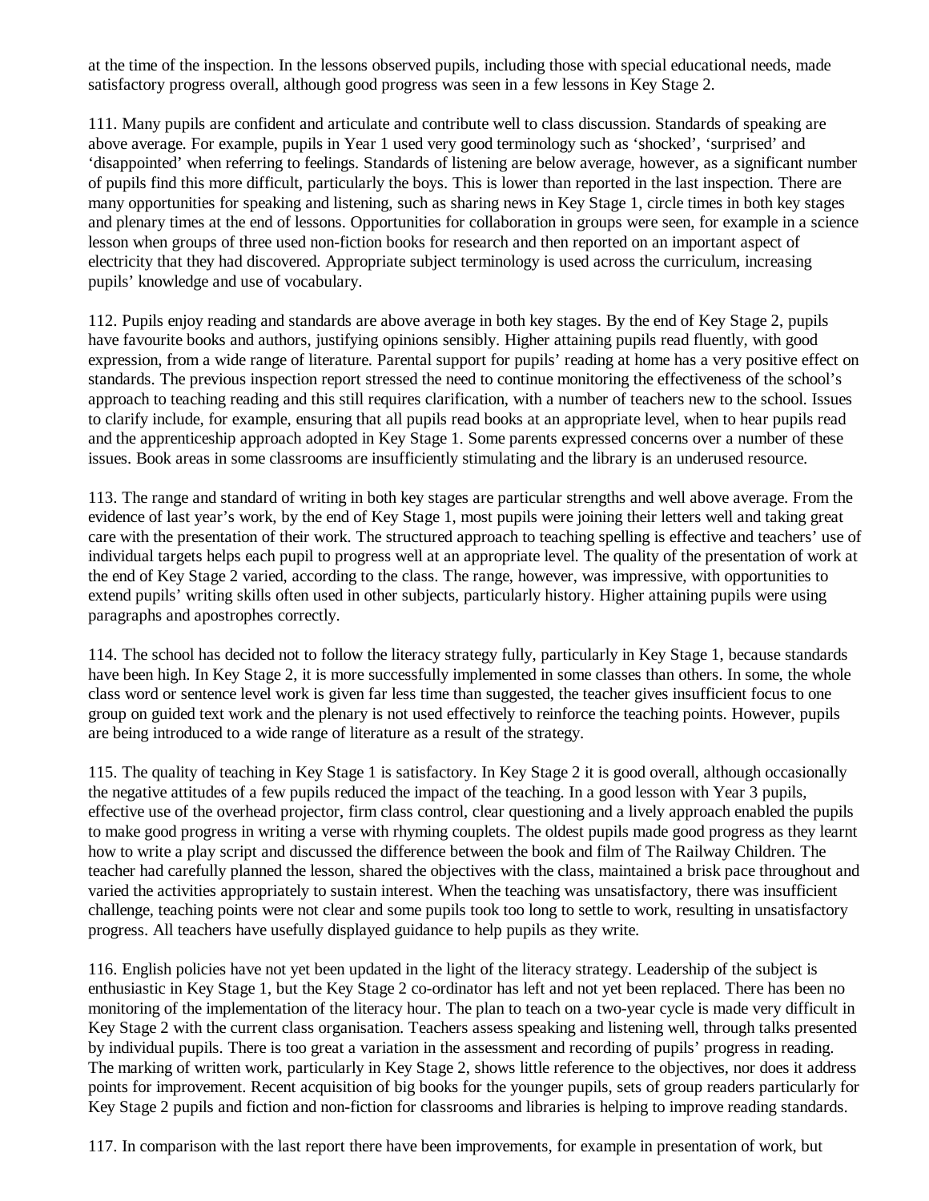at the time of the inspection. In the lessons observed pupils, including those with special educational needs, made satisfactory progress overall, although good progress was seen in a few lessons in Key Stage 2.

111. Many pupils are confident and articulate and contribute well to class discussion. Standards of speaking are above average. For example, pupils in Year 1 used very good terminology such as 'shocked', 'surprised' and 'disappointed' when referring to feelings. Standards of listening are below average, however, as a significant number of pupils find this more difficult, particularly the boys. This is lower than reported in the last inspection. There are many opportunities for speaking and listening, such as sharing news in Key Stage 1, circle times in both key stages and plenary times at the end of lessons. Opportunities for collaboration in groups were seen, for example in a science lesson when groups of three used non-fiction books for research and then reported on an important aspect of electricity that they had discovered. Appropriate subject terminology is used across the curriculum, increasing pupils' knowledge and use of vocabulary.

112. Pupils enjoy reading and standards are above average in both key stages. By the end of Key Stage 2, pupils have favourite books and authors, justifying opinions sensibly. Higher attaining pupils read fluently, with good expression, from a wide range of literature. Parental support for pupils' reading at home has a very positive effect on standards. The previous inspection report stressed the need to continue monitoring the effectiveness of the school's approach to teaching reading and this still requires clarification, with a number of teachers new to the school. Issues to clarify include, for example, ensuring that all pupils read books at an appropriate level, when to hear pupils read and the apprenticeship approach adopted in Key Stage 1. Some parents expressed concerns over a number of these issues. Book areas in some classrooms are insufficiently stimulating and the library is an underused resource.

113. The range and standard of writing in both key stages are particular strengths and well above average. From the evidence of last year's work, by the end of Key Stage 1, most pupils were joining their letters well and taking great care with the presentation of their work. The structured approach to teaching spelling is effective and teachers' use of individual targets helps each pupil to progress well at an appropriate level. The quality of the presentation of work at the end of Key Stage 2 varied, according to the class. The range, however, was impressive, with opportunities to extend pupils' writing skills often used in other subjects, particularly history. Higher attaining pupils were using paragraphs and apostrophes correctly.

114. The school has decided not to follow the literacy strategy fully, particularly in Key Stage 1, because standards have been high. In Key Stage 2, it is more successfully implemented in some classes than others. In some, the whole class word or sentence level work is given far less time than suggested, the teacher gives insufficient focus to one group on guided text work and the plenary is not used effectively to reinforce the teaching points. However, pupils are being introduced to a wide range of literature as a result of the strategy.

115. The quality of teaching in Key Stage 1 is satisfactory. In Key Stage 2 it is good overall, although occasionally the negative attitudes of a few pupils reduced the impact of the teaching. In a good lesson with Year 3 pupils, effective use of the overhead projector, firm class control, clear questioning and a lively approach enabled the pupils to make good progress in writing a verse with rhyming couplets. The oldest pupils made good progress as they learnt how to write a play script and discussed the difference between the book and film of The Railway Children. The teacher had carefully planned the lesson, shared the objectives with the class, maintained a brisk pace throughout and varied the activities appropriately to sustain interest. When the teaching was unsatisfactory, there was insufficient challenge, teaching points were not clear and some pupils took too long to settle to work, resulting in unsatisfactory progress. All teachers have usefully displayed guidance to help pupils as they write.

116. English policies have not yet been updated in the light of the literacy strategy. Leadership of the subject is enthusiastic in Key Stage 1, but the Key Stage 2 co-ordinator has left and not yet been replaced. There has been no monitoring of the implementation of the literacy hour. The plan to teach on a two-year cycle is made very difficult in Key Stage 2 with the current class organisation. Teachers assess speaking and listening well, through talks presented by individual pupils. There is too great a variation in the assessment and recording of pupils' progress in reading. The marking of written work, particularly in Key Stage 2, shows little reference to the objectives, nor does it address points for improvement. Recent acquisition of big books for the younger pupils, sets of group readers particularly for Key Stage 2 pupils and fiction and non-fiction for classrooms and libraries is helping to improve reading standards.

117. In comparison with the last report there have been improvements, for example in presentation of work, but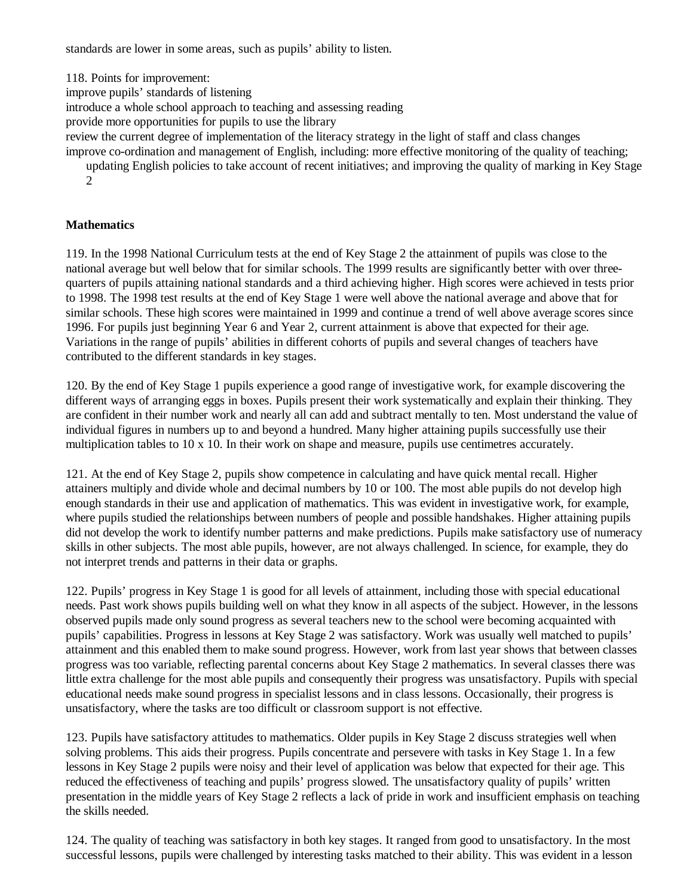standards are lower in some areas, such as pupils' ability to listen.

118. Points for improvement:

- improve pupils' standards of listening
- introduce a whole school approach to teaching and assessing reading
- provide more opportunities for pupils to use the library
- review the current degree of implementation of the literacy strategy in the light of staff and class changes
- improve co-ordination and management of English, including: more effective monitoring of the quality of teaching; updating English policies to take account of recent initiatives; and improving the quality of marking in Key Stage 2

## Mathematics

119. In the 1998 National Curriculum tests at the end of Key Stage 2 the attainment of pupils was close to the national average but well below that for similar schools. The 1999 results are significantly better with over three-quarters of pupils attaining national standards and a third achieving higher. High scores were achieved in tests prior to 1998. The 1998 test results at the end of Key Stage 1 were well above the national average and above that for similar schools. These high scores were maintained in 1999 and continue a trend of well above average scores since 1996. For pupils just beginning Year 6 and Year 2, current attainment is above that expected for their age. Variations in the range of pupils' abilities in different cohorts of pupils and several changes of teachers have contributed to the different standards in key stages.

120. By the end of Key Stage 1 pupils experience a good range of investigative work, for example discovering the different ways of arranging eggs in boxes. Pupils present their work systematically and explain their thinking. They are confident in their number work and nearly all can add and subtract mentally to ten. Most understand the value of individual figures in numbers up to and beyond a hundred. Many higher attaining pupils successfully use their multiplication tables to 10 x 10. In their work on shape and measure, pupils use centimetres accurately.

121. At the end of Key Stage 2, pupils show competence in calculating and have quick mental recall. Higher attainers multiply and divide whole and decimal numbers by 10 or 100. The most able pupils do not develop high enough standards in their use and application of mathematics. This was evident in investigative work, for example, where pupils studied the relationships between numbers of people and possible handshakes. Higher attaining pupils did not develop the work to identify number patterns and make predictions. Pupils make satisfactory use of numeracy skills in other subjects. The most able pupils, however, are not always challenged. In science, for example, they do not interpret trends and patterns in their data or graphs.

122. Pupils' progress in Key Stage 1 is good for all levels of attainment, including those with special educational needs. Past work shows pupils building well on what they know in all aspects of the subject. However, in the lessons observed pupils made only sound progress as several teachers new to the school were becoming acquainted with pupils' capabilities. Progress in lessons at Key Stage 2 was satisfactory. Work was usually well matched to pupils' attainment and this enabled them to make sound progress. However, work from last year shows that between classes progress was too variable, reflecting parental concerns about Key Stage 2 mathematics. In several classes there was little extra challenge for the most able pupils and consequently their progress was unsatisfactory. Pupils with special educational needs make sound progress in specialist lessons and in class lessons. Occasionally, their progress is unsatisfactory, where the tasks are too difficult or classroom support is not effective.

123. Pupils have satisfactory attitudes to mathematics. Older pupils in Key Stage 2 discuss strategies well when solving problems. This aids their progress. Pupils concentrate and persevere with tasks in Key Stage 1. In a few lessons in Key Stage 2 pupils were noisy and their level of application was below that expected for their age. This reduced the effectiveness of teaching and pupils' progress slowed. The unsatisfactory quality of pupils' written presentation in the middle years of Key Stage 2 reflects a lack of pride in work and insufficient emphasis on teaching the skills needed.

124. The quality of teaching was satisfactory in both key stages. It ranged from good to unsatisfactory. In the most successful lessons, pupils were challenged by interesting tasks matched to their ability. This was evident in a lesson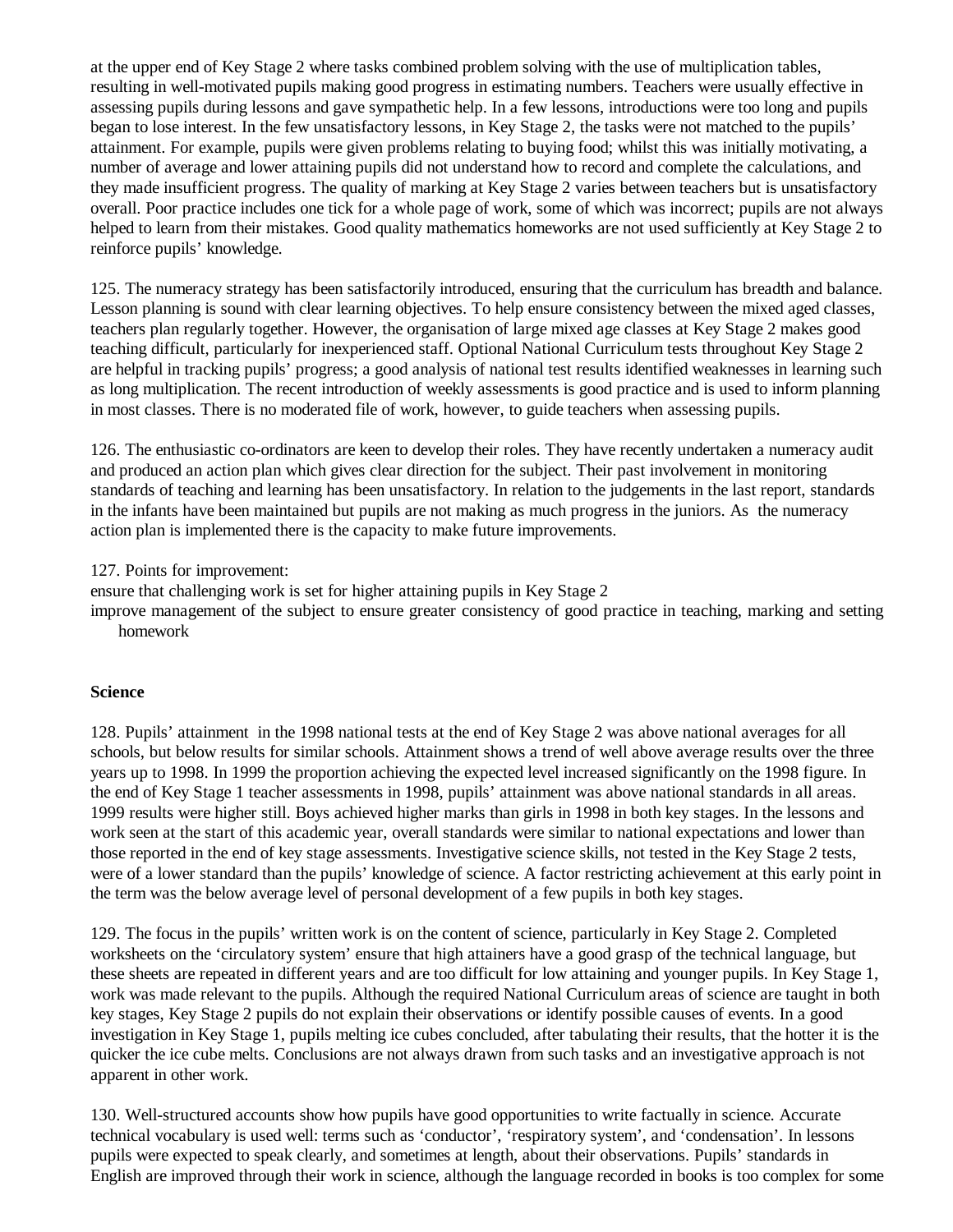at the upper end of Key Stage 2 where tasks combined problem solving with the use of multiplication tables, resulting in well-motivated pupils making good progress in estimating numbers. Teachers were usually effective in assessing pupils during lessons and gave sympathetic help. In a few lessons, introductions were too long and pupils began to lose interest. In the few unsatisfactory lessons, in Key Stage 2, the tasks were not matched to the pupils' attainment. For example, pupils were given problems relating to buying food; whilst this was initially motivating, a number of average and lower attaining pupils did not understand how to record and complete the calculations, and they made insufficient progress. The quality of marking at Key Stage 2 varies between teachers but is unsatisfactory overall. Poor practice includes one tick for a whole page of work, some of which was incorrect; pupils are not always helped to learn from their mistakes. Good quality mathematics homeworks are not used sufficiently at Key Stage 2 to reinforce pupils' knowledge.

125. The numeracy strategy has been satisfactorily introduced, ensuring that the curriculum has breadth and balance. Lesson planning is sound with clear learning objectives. To help ensure consistency between the mixed aged classes, teachers plan regularly together. However, the organisation of large mixed age classes at Key Stage 2 makes good teaching difficult, particularly for inexperienced staff. Optional National Curriculum tests throughout Key Stage 2 are helpful in tracking pupils' progress; a good analysis of national test results identified weaknesses in learning such as long multiplication. The recent introduction of weekly assessments is good practice and is used to inform planning in most classes. There is no moderated file of work, however, to guide teachers when assessing pupils.

126. The enthusiastic co-ordinators are keen to develop their roles. They have recently undertaken a numeracy audit and produced an action plan which gives clear direction for the subject. Their past involvement in monitoring standards of teaching and learning has been unsatisfactory. In relation to the judgements in the last report, standards in the infants have been maintained but pupils are not making as much progress in the juniors. As the numeracy action plan is implemented there is the capacity to make future improvements.

127. Points for improvement:

- ensure that challenging work is set for higher attaining pupils in Key Stage 2
- improve management of the subject to ensure greater consistency of good practice in teaching, marking and setting homework

**Science**

128. Pupils' attainment in the 1998 national tests at the end of Key Stage 2 was above national averages for all schools, but below results for similar schools. Attainment shows a trend of well above average results over the three years up to 1998. In 1999 the proportion achieving the expected level increased significantly on the 1998 figure. In the end of Key Stage 1 teacher assessments in 1998, pupils' attainment was above national standards in all areas. 1999 results were higher still. Boys achieved higher marks than girls in 1998 in both key stages. In the lessons and work seen at the start of this academic year, overall standards were similar to national expectations and lower than those reported in the end of key stage assessments. Investigative science skills, not tested in the Key Stage 2 tests, were of a lower standard than the pupils' knowledge of science. A factor restricting achievement at this early point in the term was the below average level of personal development of a few pupils in both key stages.

129. The focus in the pupils' written work is on the content of science, particularly in Key Stage 2. Completed worksheets on the 'circulatory system' ensure that high attainers have a good grasp of the technical language, but these sheets are repeated in different years and are too difficult for low attaining and younger pupils. In Key Stage 1, work was made relevant to the pupils. Although the required National Curriculum areas of science are taught in both key stages, Key Stage 2 pupils do not explain their observations or identify possible causes of events. In a good investigation in Key Stage 1, pupils melting ice cubes concluded, after tabulating their results, that the hotter it is the quicker the ice cube melts. Conclusions are not always drawn from such tasks and an investigative approach is not apparent in other work.

130. Well-structured accounts show how pupils have good opportunities to write factually in science. Accurate technical vocabulary is used well: terms such as 'conductor', 'respiratory system', and 'condensation'. In lessons pupils were expected to speak clearly, and sometimes at length, about their observations. Pupils' standards in English are improved through their work in science, although the language recorded in books is too complex for some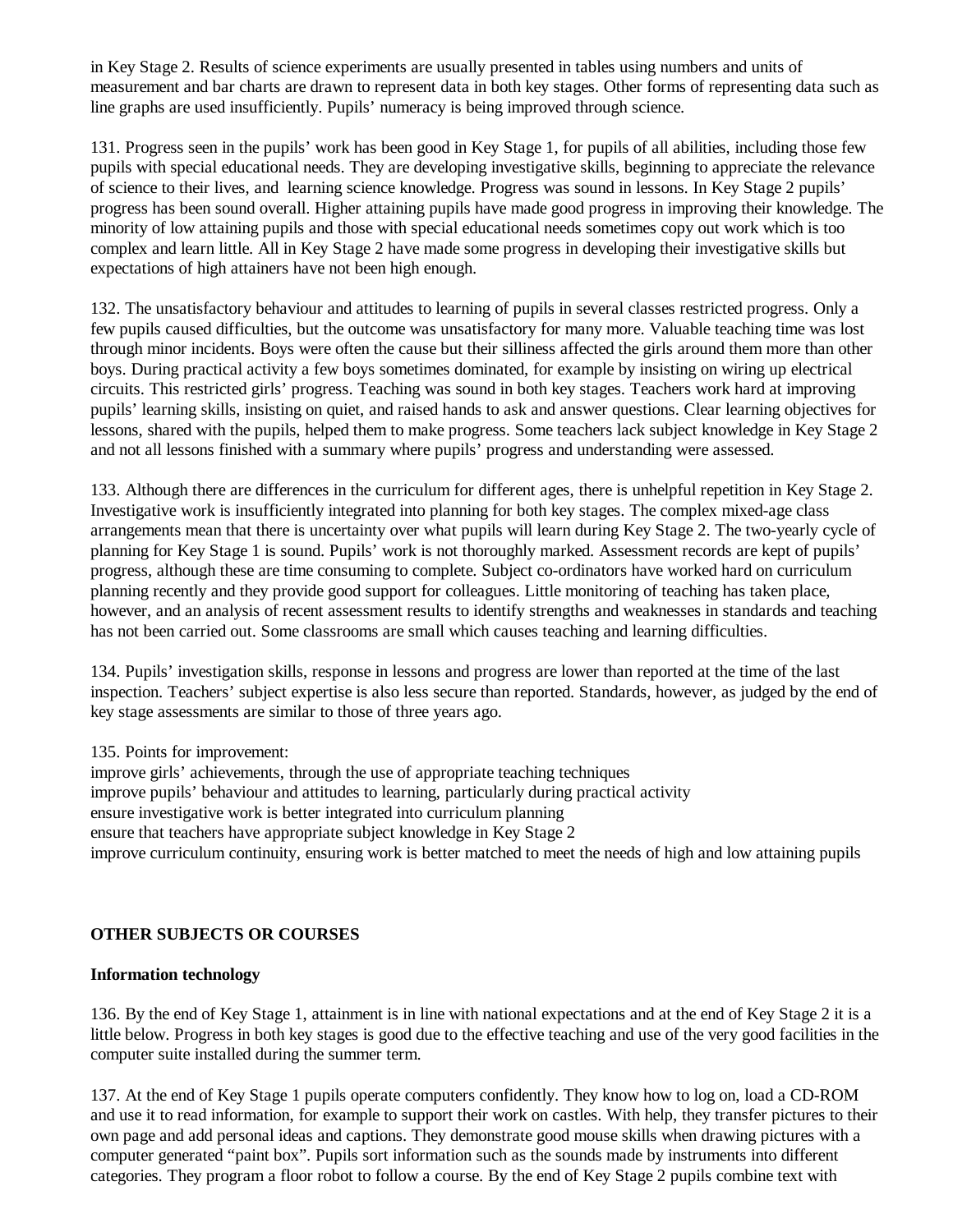in Key Stage 2. Results of science experiments are usually presented in tables using numbers and units of measurement and bar charts are drawn to represent data in both key stages. Other forms of representing data such as line graphs are used insufficiently. Pupils' numeracy is being improved through science.

131. Progress seen in the pupils' work has been good in Key Stage 1, for pupils of all abilities, including those few pupils with special educational needs. They are developing investigative skills, beginning to appreciate the relevance of science to their lives, and learning science knowledge. Progress was sound in lessons. In Key Stage 2 pupils' progress has been sound overall. Higher attaining pupils have made good progress in improving their knowledge. The minority of low attaining pupils and those with special educational needs sometimes copy out work which is too complex and learn little. All in Key Stage 2 have made some progress in developing their investigative skills but expectations of high attainers have not been high enough.

132. The unsatisfactory behaviour and attitudes to learning of pupils in several classes restricted progress. Only a few pupils caused difficulties, but the outcome was unsatisfactory for many more. Valuable teaching time was lost through minor incidents. Boys were often the cause but their silliness affected the girls around them more than other boys. During practical activity a few boys sometimes dominated, for example by insisting on wiring up electrical circuits. This restricted girls' progress. Teaching was sound in both key stages. Teachers work hard at improving pupils' learning skills, insisting on quiet, and raised hands to ask and answer questions. Clear learning objectives for lessons, shared with the pupils, helped them to make progress. Some teachers lack subject knowledge in Key Stage 2 and not all lessons finished with a summary where pupils' progress and understanding were assessed.

133. Although there are differences in the curriculum for different ages, there is unhelpful repetition in Key Stage 2. Investigative work is insufficiently integrated into planning for both key stages. The complex mixed-age class arrangements mean that there is uncertainty over what pupils will learn during Key Stage 2. The two-yearly cycle of planning for Key Stage 1 is sound. Pupils' work is not thoroughly marked. Assessment records are kept of pupils' progress, although these are time consuming to complete. Subject co-ordinators have worked hard on curriculum planning recently and they provide good support for colleagues. Little monitoring of teaching has taken place, however, and an analysis of recent assessment results to identify strengths and weaknesses in standards and teaching has not been carried out. Some classrooms are small which causes teaching and learning difficulties.

134. Pupils' investigation skills, response in lessons and progress are lower than reported at the time of the last inspection. Teachers' subject expertise is also less secure than reported. Standards, however, as judged by the end of key stage assessments are similar to those of three years ago.

135. Points for improvement:
improve girls' achievements, through the use of appropriate teaching techniques
improve pupils' behaviour and attitudes to learning, particularly during practical activity
ensure investigative work is better integrated into curriculum planning
ensure that teachers have appropriate subject knowledge in Key Stage 2
improve curriculum continuity, ensuring work is better matched to meet the needs of high and low attaining pupils

## OTHER SUBJECTS OR COURSES

### Information technology

136. By the end of Key Stage 1, attainment is in line with national expectations and at the end of Key Stage 2 it is a little below. Progress in both key stages is good due to the effective teaching and use of the very good facilities in the computer suite installed during the summer term.

137. At the end of Key Stage 1 pupils operate computers confidently. They know how to log on, load a CD-ROM and use it to read information, for example to support their work on castles. With help, they transfer pictures to their own page and add personal ideas and captions. They demonstrate good mouse skills when drawing pictures with a computer generated "paint box". Pupils sort information such as the sounds made by instruments into different categories. They program a floor robot to follow a course. By the end of Key Stage 2 pupils combine text with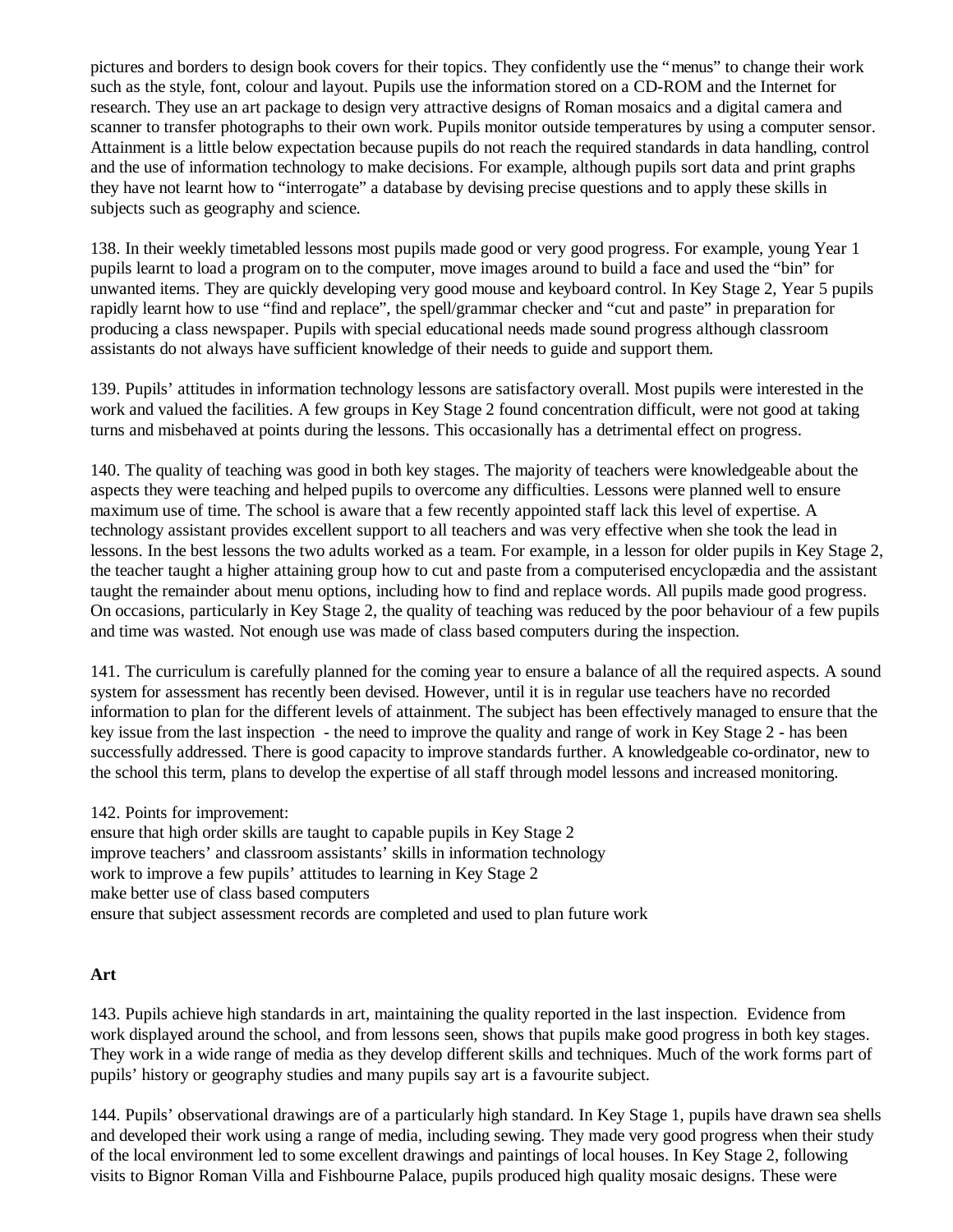pictures and borders to design book covers for their topics. They confidently use the "menus" to change their work such as the style, font, colour and layout. Pupils use the information stored on a CD-ROM and the Internet for research. They use an art package to design very attractive designs of Roman mosaics and a digital camera and scanner to transfer photographs to their own work. Pupils monitor outside temperatures by using a computer sensor. Attainment is a little below expectation because pupils do not reach the required standards in data handling, control and the use of information technology to make decisions. For example, although pupils sort data and print graphs they have not learnt how to "interrogate" a database by devising precise questions and to apply these skills in subjects such as geography and science.

138. In their weekly timetabled lessons most pupils made good or very good progress. For example, young Year 1 pupils learnt to load a program on to the computer, move images around to build a face and used the "bin" for unwanted items. They are quickly developing very good mouse and keyboard control. In Key Stage 2, Year 5 pupils rapidly learnt how to use "find and replace", the spell/grammar checker and "cut and paste" in preparation for producing a class newspaper. Pupils with special educational needs made sound progress although classroom assistants do not always have sufficient knowledge of their needs to guide and support them.

139. Pupils' attitudes in information technology lessons are satisfactory overall. Most pupils were interested in the work and valued the facilities. A few groups in Key Stage 2 found concentration difficult, were not good at taking turns and misbehaved at points during the lessons. This occasionally has a detrimental effect on progress.

140. The quality of teaching was good in both key stages. The majority of teachers were knowledgeable about the aspects they were teaching and helped pupils to overcome any difficulties. Lessons were planned well to ensure maximum use of time. The school is aware that a few recently appointed staff lack this level of expertise. A technology assistant provides excellent support to all teachers and was very effective when she took the lead in lessons. In the best lessons the two adults worked as a team. For example, in a lesson for older pupils in Key Stage 2, the teacher taught a higher attaining group how to cut and paste from a computerised encyclopædia and the assistant taught the remainder about menu options, including how to find and replace words. All pupils made good progress. On occasions, particularly in Key Stage 2, the quality of teaching was reduced by the poor behaviour of a few pupils and time was wasted. Not enough use was made of class based computers during the inspection.

141. The curriculum is carefully planned for the coming year to ensure a balance of all the required aspects. A sound system for assessment has recently been devised. However, until it is in regular use teachers have no recorded information to plan for the different levels of attainment. The subject has been effectively managed to ensure that the key issue from the last inspection - the need to improve the quality and range of work in Key Stage 2 - has been successfully addressed. There is good capacity to improve standards further. A knowledgeable co-ordinator, new to the school this term, plans to develop the expertise of all staff through model lessons and increased monitoring.

142. Points for improvement:
- ensure that high order skills are taught to capable pupils in Key Stage 2
- improve teachers' and classroom assistants' skills in information technology
- work to improve a few pupils' attitudes to learning in Key Stage 2
- make better use of class based computers
- ensure that subject assessment records are completed and used to plan future work

**Art**

143. Pupils achieve high standards in art, maintaining the quality reported in the last inspection. Evidence from work displayed around the school, and from lessons seen, shows that pupils make good progress in both key stages. They work in a wide range of media as they develop different skills and techniques. Much of the work forms part of pupils' history or geography studies and many pupils say art is a favourite subject.

144. Pupils' observational drawings are of a particularly high standard. In Key Stage 1, pupils have drawn sea shells and developed their work using a range of media, including sewing. They made very good progress when their study of the local environment led to some excellent drawings and paintings of local houses. In Key Stage 2, following visits to Bignor Roman Villa and Fishbourne Palace, pupils produced high quality mosaic designs. These were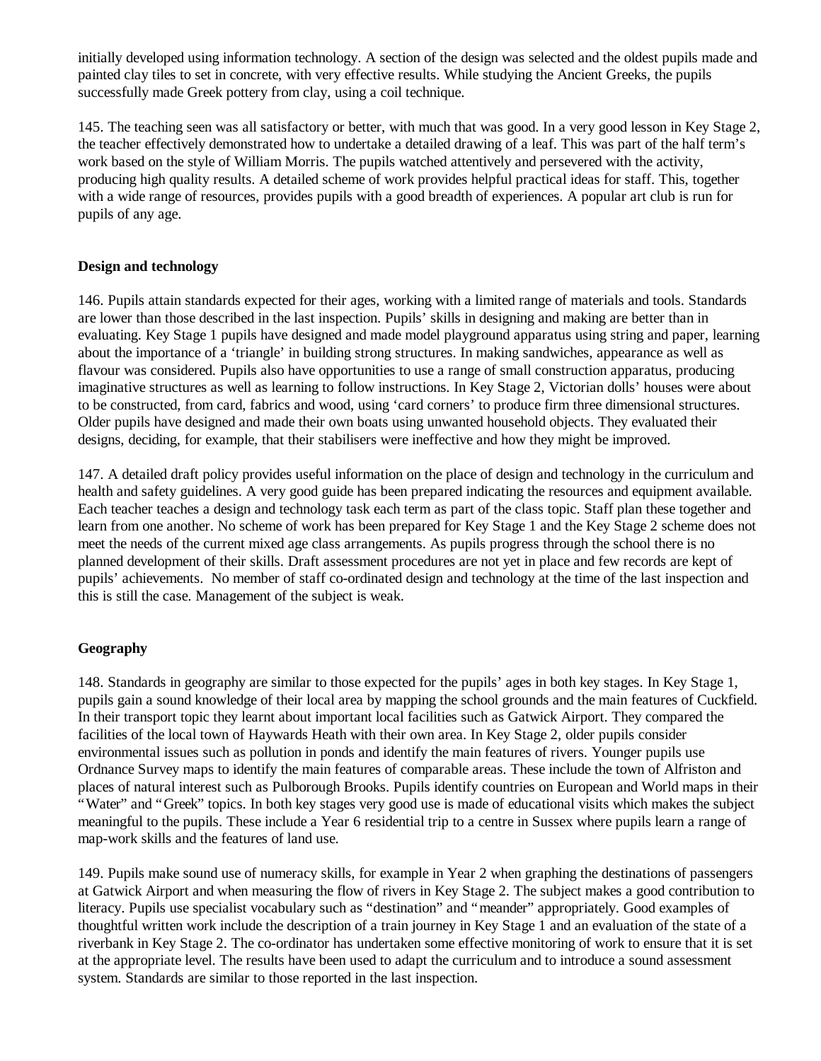initially developed using information technology. A section of the design was selected and the oldest pupils made and painted clay tiles to set in concrete, with very effective results. While studying the Ancient Greeks, the pupils successfully made Greek pottery from clay, using a coil technique.

145. The teaching seen was all satisfactory or better, with much that was good. In a very good lesson in Key Stage 2, the teacher effectively demonstrated how to undertake a detailed drawing of a leaf. This was part of the half term's work based on the style of William Morris. The pupils watched attentively and persevered with the activity, producing high quality results. A detailed scheme of work provides helpful practical ideas for staff. This, together with a wide range of resources, provides pupils with a good breadth of experiences. A popular art club is run for pupils of any age.

**Design and technology**

146. Pupils attain standards expected for their ages, working with a limited range of materials and tools. Standards are lower than those described in the last inspection. Pupils' skills in designing and making are better than in evaluating. Key Stage 1 pupils have designed and made model playground apparatus using string and paper, learning about the importance of a 'triangle' in building strong structures. In making sandwiches, appearance as well as flavour was considered. Pupils also have opportunities to use a range of small construction apparatus, producing imaginative structures as well as learning to follow instructions. In Key Stage 2, Victorian dolls' houses were about to be constructed, from card, fabrics and wood, using 'card corners' to produce firm three dimensional structures. Older pupils have designed and made their own boats using unwanted household objects. They evaluated their designs, deciding, for example, that their stabilisers were ineffective and how they might be improved.

147. A detailed draft policy provides useful information on the place of design and technology in the curriculum and health and safety guidelines. A very good guide has been prepared indicating the resources and equipment available. Each teacher teaches a design and technology task each term as part of the class topic. Staff plan these together and learn from one another. No scheme of work has been prepared for Key Stage 1 and the Key Stage 2 scheme does not meet the needs of the current mixed age class arrangements. As pupils progress through the school there is no planned development of their skills. Draft assessment procedures are not yet in place and few records are kept of pupils' achievements. No member of staff co-ordinated design and technology at the time of the last inspection and this is still the case. Management of the subject is weak.

**Geography**

148. Standards in geography are similar to those expected for the pupils' ages in both key stages. In Key Stage 1, pupils gain a sound knowledge of their local area by mapping the school grounds and the main features of Cuckfield. In their transport topic they learnt about important local facilities such as Gatwick Airport. They compared the facilities of the local town of Haywards Heath with their own area. In Key Stage 2, older pupils consider environmental issues such as pollution in ponds and identify the main features of rivers. Younger pupils use Ordnance Survey maps to identify the main features of comparable areas. These include the town of Alfriston and places of natural interest such as Pulborough Brooks. Pupils identify countries on European and World maps in their "Water" and "Greek" topics. In both key stages very good use is made of educational visits which makes the subject meaningful to the pupils. These include a Year 6 residential trip to a centre in Sussex where pupils learn a range of map-work skills and the features of land use.

149. Pupils make sound use of numeracy skills, for example in Year 2 when graphing the destinations of passengers at Gatwick Airport and when measuring the flow of rivers in Key Stage 2. The subject makes a good contribution to literacy. Pupils use specialist vocabulary such as "destination" and "meander" appropriately. Good examples of thoughtful written work include the description of a train journey in Key Stage 1 and an evaluation of the state of a riverbank in Key Stage 2. The co-ordinator has undertaken some effective monitoring of work to ensure that it is set at the appropriate level. The results have been used to adapt the curriculum and to introduce a sound assessment system. Standards are similar to those reported in the last inspection.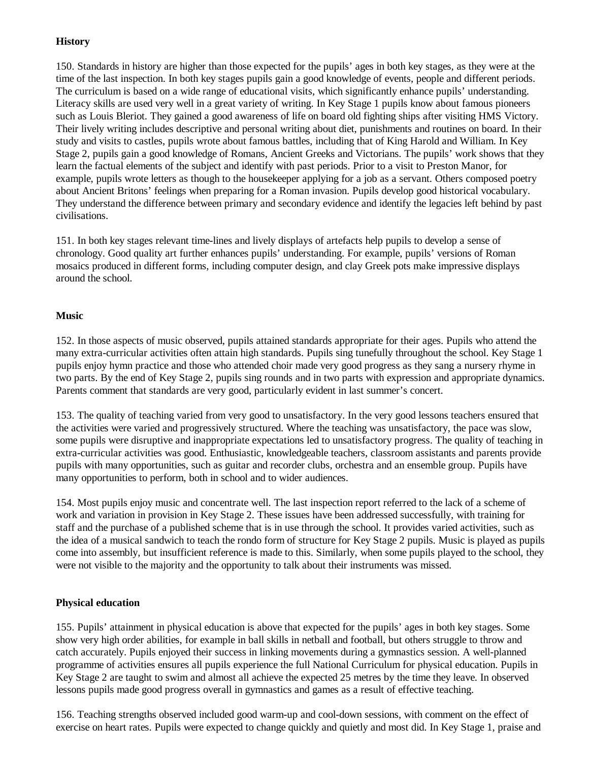**History**

150. Standards in history are higher than those expected for the pupils' ages in both key stages, as they were at the time of the last inspection. In both key stages pupils gain a good knowledge of events, people and different periods. The curriculum is based on a wide range of educational visits, which significantly enhance pupils' understanding. Literacy skills are used very well in a great variety of writing. In Key Stage 1 pupils know about famous pioneers such as Louis Bleriot. They gained a good awareness of life on board old fighting ships after visiting HMS Victory. Their lively writing includes descriptive and personal writing about diet, punishments and routines on board. In their study and visits to castles, pupils wrote about famous battles, including that of King Harold and William. In Key Stage 2, pupils gain a good knowledge of Romans, Ancient Greeks and Victorians. The pupils' work shows that they learn the factual elements of the subject and identify with past periods. Prior to a visit to Preston Manor, for example, pupils wrote letters as though to the housekeeper applying for a job as a servant. Others composed poetry about Ancient Britons' feelings when preparing for a Roman invasion. Pupils develop good historical vocabulary. They understand the difference between primary and secondary evidence and identify the legacies left behind by past civilisations.

151. In both key stages relevant time-lines and lively displays of artefacts help pupils to develop a sense of chronology. Good quality art further enhances pupils' understanding. For example, pupils' versions of Roman mosaics produced in different forms, including computer design, and clay Greek pots make impressive displays around the school.

**Music**

152. In those aspects of music observed, pupils attained standards appropriate for their ages. Pupils who attend the many extra-curricular activities often attain high standards. Pupils sing tunefully throughout the school. Key Stage 1 pupils enjoy hymn practice and those who attended choir made very good progress as they sang a nursery rhyme in two parts. By the end of Key Stage 2, pupils sing rounds and in two parts with expression and appropriate dynamics. Parents comment that standards are very good, particularly evident in last summer's concert.

153. The quality of teaching varied from very good to unsatisfactory. In the very good lessons teachers ensured that the activities were varied and progressively structured. Where the teaching was unsatisfactory, the pace was slow, some pupils were disruptive and inappropriate expectations led to unsatisfactory progress. The quality of teaching in extra-curricular activities was good. Enthusiastic, knowledgeable teachers, classroom assistants and parents provide pupils with many opportunities, such as guitar and recorder clubs, orchestra and an ensemble group. Pupils have many opportunities to perform, both in school and to wider audiences.

154. Most pupils enjoy music and concentrate well. The last inspection report referred to the lack of a scheme of work and variation in provision in Key Stage 2. These issues have been addressed successfully, with training for staff and the purchase of a published scheme that is in use through the school. It provides varied activities, such as the idea of a musical sandwich to teach the rondo form of structure for Key Stage 2 pupils. Music is played as pupils come into assembly, but insufficient reference is made to this. Similarly, when some pupils played to the school, they were not visible to the majority and the opportunity to talk about their instruments was missed.

**Physical education**

155. Pupils' attainment in physical education is above that expected for the pupils' ages in both key stages. Some show very high order abilities, for example in ball skills in netball and football, but others struggle to throw and catch accurately. Pupils enjoyed their success in linking movements during a gymnastics session. A well-planned programme of activities ensures all pupils experience the full National Curriculum for physical education. Pupils in Key Stage 2 are taught to swim and almost all achieve the expected 25 metres by the time they leave. In observed lessons pupils made good progress overall in gymnastics and games as a result of effective teaching.

156. Teaching strengths observed included good warm-up and cool-down sessions, with comment on the effect of exercise on heart rates. Pupils were expected to change quickly and quietly and most did. In Key Stage 1, praise and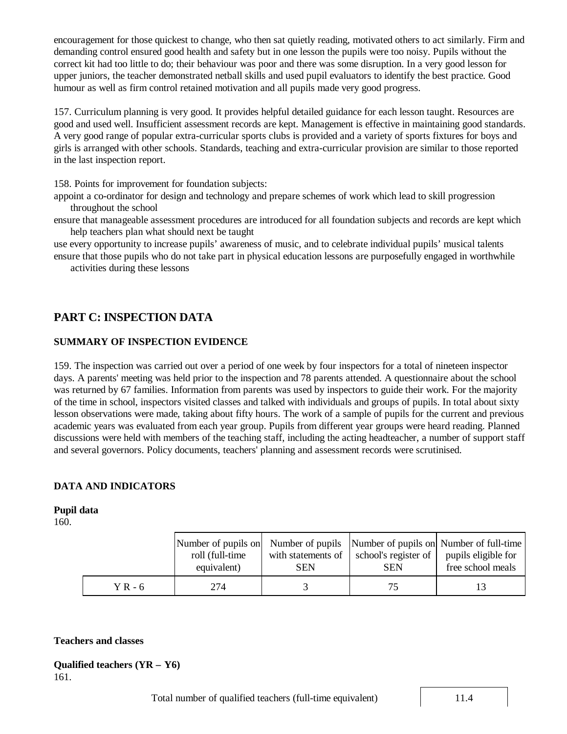encouragement for those quickest to change, who then sat quietly reading, motivated others to act similarly. Firm and demanding control ensured good health and safety but in one lesson the pupils were too noisy. Pupils without the correct kit had too little to do; their behaviour was poor and there was some disruption. In a very good lesson for upper juniors, the teacher demonstrated netball skills and used pupil evaluators to identify the best practice. Good humour as well as firm control retained motivation and all pupils made very good progress.

157. Curriculum planning is very good. It provides helpful detailed guidance for each lesson taught. Resources are good and used well. Insufficient assessment records are kept. Management is effective in maintaining good standards. A very good range of popular extra-curricular sports clubs is provided and a variety of sports fixtures for boys and girls is arranged with other schools. Standards, teaching and extra-curricular provision are similar to those reported in the last inspection report.

158. Points for improvement for foundation subjects:

- appoint a co-ordinator for design and technology and prepare schemes of work which lead to skill progression throughout the school
- ensure that manageable assessment procedures are introduced for all foundation subjects and records are kept which help teachers plan what should next be taught
- use every opportunity to increase pupils' awareness of music, and to celebrate individual pupils' musical talents
- ensure that those pupils who do not take part in physical education lessons are purposefully engaged in worthwhile activities during these lessons

## PART C: INSPECTION DATA

### SUMMARY OF INSPECTION EVIDENCE

159. The inspection was carried out over a period of one week by four inspectors for a total of nineteen inspector days. A parents' meeting was held prior to the inspection and 78 parents attended. A questionnaire about the school was returned by 67 families. Information from parents was used by inspectors to guide their work. For the majority of the time in school, inspectors visited classes and talked with individuals and groups of pupils. In total about sixty lesson observations were made, taking about fifty hours. The work of a sample of pupils for the current and previous academic years was evaluated from each year group. Pupils from different year groups were heard reading. Planned discussions were held with members of the teaching staff, including the acting headteacher, a number of support staff and several governors. Policy documents, teachers' planning and assessment records were scrutinised.

### DATA AND INDICATORS

**Pupil data**

160.

| | Number of pupils on roll (full-time equivalent) | Number of pupils with statements of SEN | Number of pupils on school's register of SEN | Number of full-time pupils eligible for free school meals |
|---|---|---|---|---|
| Y R - 6 | 274 | 3 | 75 | 13 |

**Teachers and classes**

**Qualified teachers (YR – Y6)**

161.

| | |
|---|---|
| Total number of qualified teachers (full-time equivalent) | 11.4 |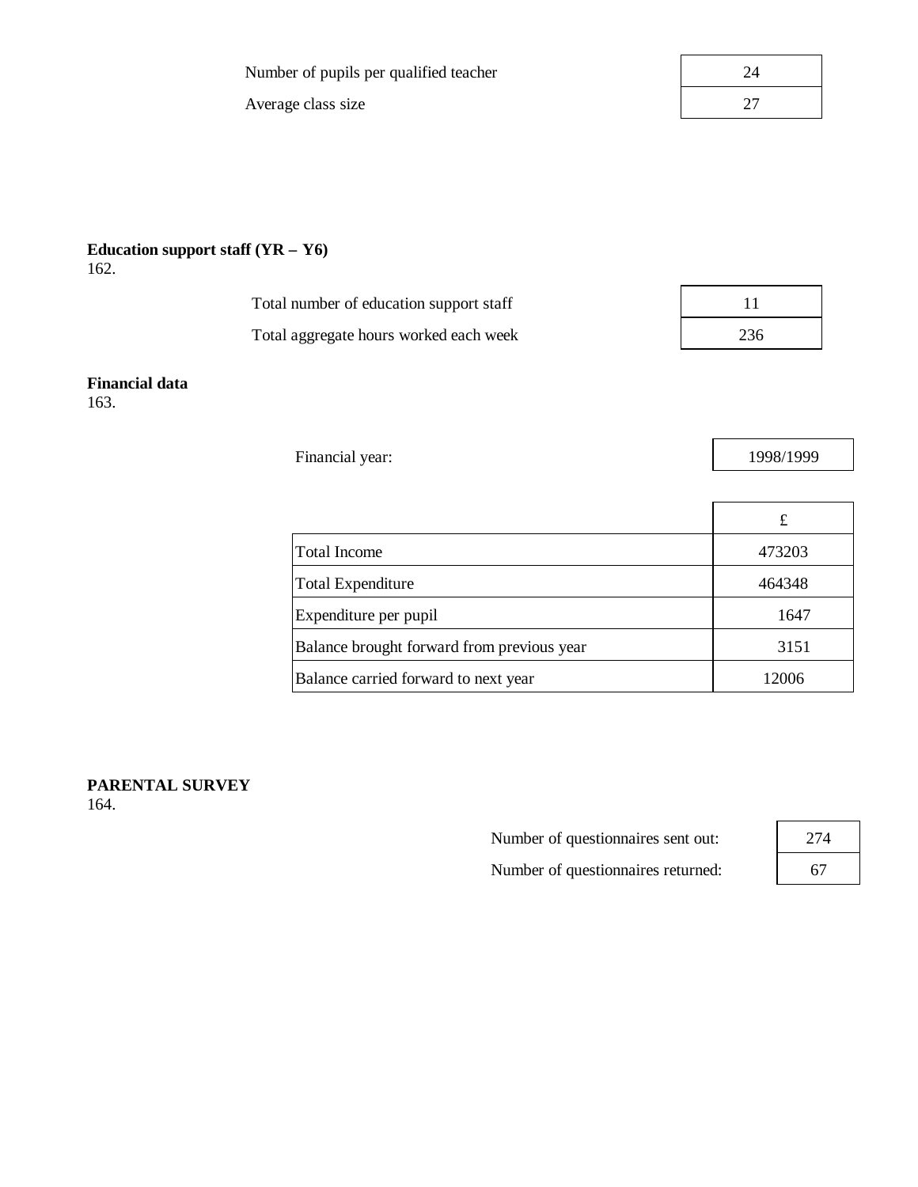| | |
|---|---|
| Number of pupils per qualified teacher | 24 |
| Average class size | 27 |

**Education support staff (YR – Y6)**

162.

| | |
|---|---|
| Total number of education support staff | 11 |
| Total aggregate hours worked each week | 236 |

**Financial data**

163.

| | |
|---|---|
| Financial year: | 1998/1999 |

| | £ |
|---|---|
| Total Income | 473203 |
| Total Expenditure | 464348 |
| Expenditure per pupil | 1647 |
| Balance brought forward from previous year | 3151 |
| Balance carried forward to next year | 12006 |

**PARENTAL SURVEY**

164.

| | |
|---|---|
| Number of questionnaires sent out: | 274 |
| Number of questionnaires returned: | 67 |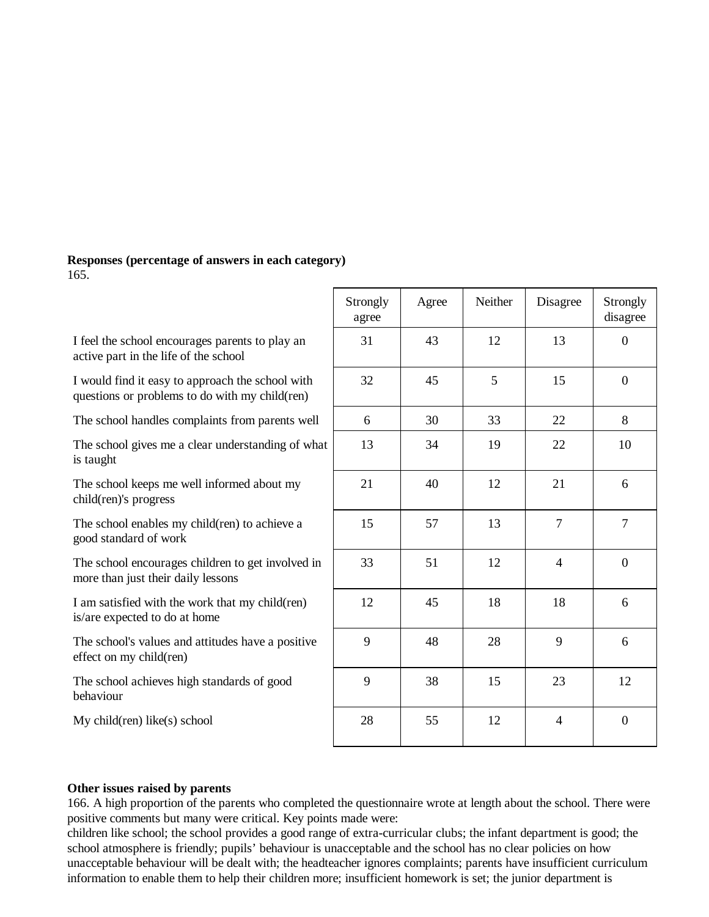**Responses (percentage of answers in each category)**
165.

| | Strongly agree | Agree | Neither | Disagree | Strongly disagree |
|---|---|---|---|---|---|
| I feel the school encourages parents to play an active part in the life of the school | 31 | 43 | 12 | 13 | 0 |
| I would find it easy to approach the school with questions or problems to do with my child(ren) | 32 | 45 | 5 | 15 | 0 |
| The school handles complaints from parents well | 6 | 30 | 33 | 22 | 8 |
| The school gives me a clear understanding of what is taught | 13 | 34 | 19 | 22 | 10 |
| The school keeps me well informed about my child(ren)'s progress | 21 | 40 | 12 | 21 | 6 |
| The school enables my child(ren) to achieve a good standard of work | 15 | 57 | 13 | 7 | 7 |
| The school encourages children to get involved in more than just their daily lessons | 33 | 51 | 12 | 4 | 0 |
| I am satisfied with the work that my child(ren) is/are expected to do at home | 12 | 45 | 18 | 18 | 6 |
| The school's values and attitudes have a positive effect on my child(ren) | 9 | 48 | 28 | 9 | 6 |
| The school achieves high standards of good behaviour | 9 | 38 | 15 | 23 | 12 |
| My child(ren) like(s) school | 28 | 55 | 12 | 4 | 0 |

**Other issues raised by parents**

166. A high proportion of the parents who completed the questionnaire wrote at length about the school. There were positive comments but many were critical. Key points made were:
children like school; the school provides a good range of extra-curricular clubs; the infant department is good; the school atmosphere is friendly; pupils' behaviour is unacceptable and the school has no clear policies on how unacceptable behaviour will be dealt with; the headteacher ignores complaints; parents have insufficient curriculum information to enable them to help their children more; insufficient homework is set; the junior department is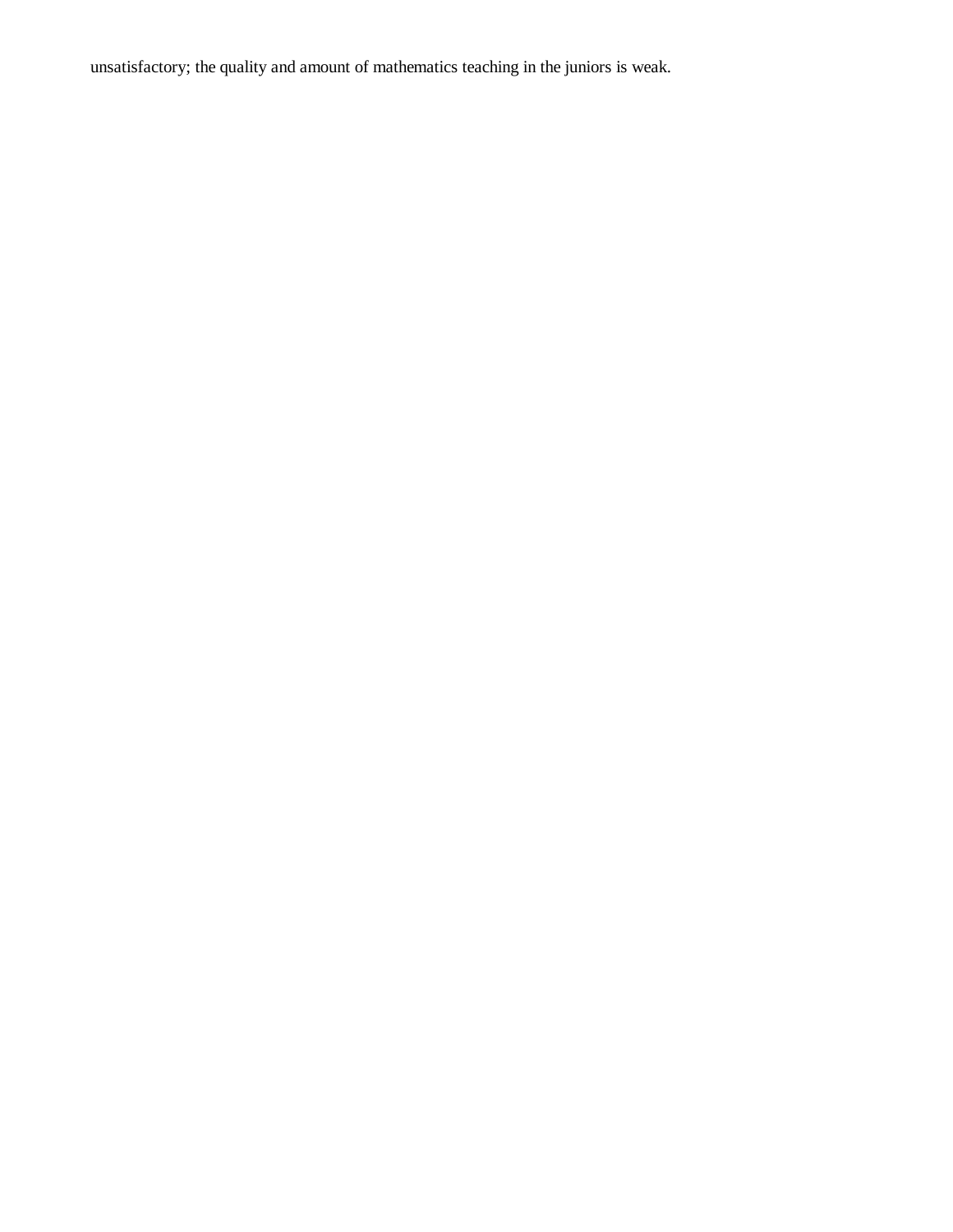unsatisfactory; the quality and amount of mathematics teaching in the juniors is weak.